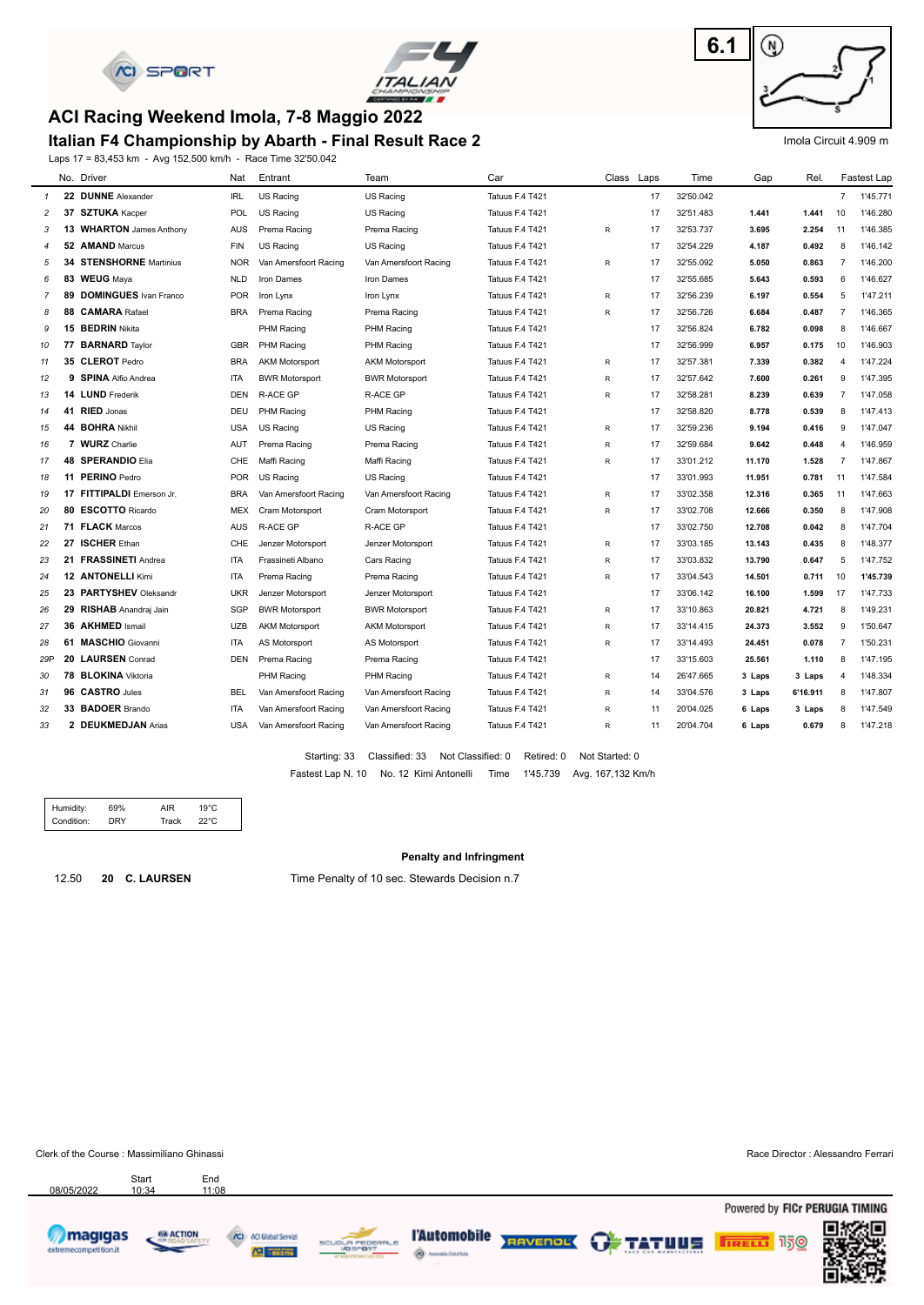6.1

# ACI Racing Weekend Imola, 7-8 Maggio 2022

## Italian F4 Championship by Abarth - Final Result Race 2

Imola Circuit 4.909 m

Laps 17 = 83,453 km - Avg 152,500 km/h - Race Time 32'50.042

| | No. | Driver | Nat | Entrant | Team | Car | Class | Laps | Time | Gap | Rel. | | Fastest Lap |
|---|---|---|---|---|---|---|---|---|---|---|---|---|---|
| 1 | 22 | **DUNNE** Alexander | IRL | US Racing | US Racing | Tatuus F.4 T421 | | 17 | 32'50.042 | | | 7 | 1'45.771 |
| 2 | 37 | **SZTUKA** Kacper | POL | US Racing | US Racing | Tatuus F.4 T421 | | 17 | 32'51.483 | 1.441 | 1.441 | 10 | 1'46.280 |
| 3 | 13 | **WHARTON** James Anthony | AUS | Prema Racing | Prema Racing | Tatuus F.4 T421 | R | 17 | 32'53.737 | 3.695 | 2.254 | 11 | 1'46.385 |
| 4 | 52 | **AMAND** Marcus | FIN | US Racing | US Racing | Tatuus F.4 T421 | | 17 | 32'54.229 | 4.187 | 0.492 | 8 | 1'46.142 |
| 5 | 34 | **STENSHORNE** Martinius | NOR | Van Amersfoort Racing | Van Amersfoort Racing | Tatuus F.4 T421 | R | 17 | 32'55.092 | 5.050 | 0.863 | 7 | 1'46.200 |
| 6 | 83 | **WEUG** Maya | NLD | Iron Dames | Iron Dames | Tatuus F.4 T421 | | 17 | 32'55.685 | 5.643 | 0.593 | 6 | 1'46.627 |
| 7 | 89 | **DOMINGUES** Ivan Franco | POR | Iron Lynx | Iron Lynx | Tatuus F.4 T421 | R | 17 | 32'56.239 | 6.197 | 0.554 | 5 | 1'47.211 |
| 8 | 88 | **CAMARA** Rafael | BRA | Prema Racing | Prema Racing | Tatuus F.4 T421 | R | 17 | 32'56.726 | 6.684 | 0.487 | 7 | 1'46.365 |
| 9 | 15 | **BEDRIN** Nikita | | PHM Racing | PHM Racing | Tatuus F.4 T421 | | 17 | 32'56.824 | 6.782 | 0.098 | 8 | 1'46.667 |
| 10 | 77 | **BARNARD** Taylor | GBR | PHM Racing | PHM Racing | Tatuus F.4 T421 | | 17 | 32'56.999 | 6.957 | 0.175 | 10 | 1'46.903 |
| 11 | 35 | **CLEROT** Pedro | BRA | AKM Motorsport | AKM Motorsport | Tatuus F.4 T421 | R | 17 | 32'57.381 | 7.339 | 0.382 | 4 | 1'47.224 |
| 12 | 9 | **SPINA** Alfio Andrea | ITA | BWR Motorsport | BWR Motorsport | Tatuus F.4 T421 | R | 17 | 32'57.642 | 7.600 | 0.261 | 9 | 1'47.395 |
| 13 | 14 | **LUND** Frederik | DEN | R-ACE GP | R-ACE GP | Tatuus F.4 T421 | R | 17 | 32'58.281 | 8.239 | 0.639 | 7 | 1'47.058 |
| 14 | 41 | **RIED** Jonas | DEU | PHM Racing | PHM Racing | Tatuus F.4 T421 | | 17 | 32'58.820 | 8.778 | 0.539 | 8 | 1'47.413 |
| 15 | 44 | **BOHRA** Nikhil | USA | US Racing | US Racing | Tatuus F.4 T421 | R | 17 | 32'59.236 | 9.194 | 0.416 | 9 | 1'47.047 |
| 16 | 7 | **WURZ** Charlie | AUT | Prema Racing | Prema Racing | Tatuus F.4 T421 | R | 17 | 32'59.684 | 9.642 | 0.448 | 4 | 1'46.959 |
| 17 | 48 | **SPERANDIO** Elia | CHE | Maffi Racing | Maffi Racing | Tatuus F.4 T421 | R | 17 | 33'01.212 | 11.170 | 1.528 | 7 | 1'47.867 |
| 18 | 11 | **PERINO** Pedro | POR | US Racing | US Racing | Tatuus F.4 T421 | | 17 | 33'01.993 | 11.951 | 0.781 | 11 | 1'47.584 |
| 19 | 17 | **FITTIPALDI** Emerson Jr. | BRA | Van Amersfoort Racing | Van Amersfoort Racing | Tatuus F.4 T421 | R | 17 | 33'02.358 | 12.316 | 0.365 | 11 | 1'47.663 |
| 20 | 80 | **ESCOTTO** Ricardo | MEX | Cram Motorsport | Cram Motorsport | Tatuus F.4 T421 | R | 17 | 33'02.708 | 12.666 | 0.350 | 8 | 1'47.908 |
| 21 | 71 | **FLACK** Marcos | AUS | R-ACE GP | R-ACE GP | Tatuus F.4 T421 | | 17 | 33'02.750 | 12.708 | 0.042 | 8 | 1'47.704 |
| 22 | 27 | **ISCHER** Ethan | CHE | Jenzer Motorsport | Jenzer Motorsport | Tatuus F.4 T421 | R | 17 | 33'03.185 | 13.143 | 0.435 | 8 | 1'48.377 |
| 23 | 21 | **FRASSINETI** Andrea | ITA | Frassineti Albano | Cars Racing | Tatuus F.4 T421 | R | 17 | 33'03.832 | 13.790 | 0.647 | 5 | 1'47.752 |
| 24 | 12 | **ANTONELLI** Kimi | ITA | Prema Racing | Prema Racing | Tatuus F.4 T421 | R | 17 | 33'04.543 | 14.501 | 0.711 | 10 | **1'45.739** |
| 25 | 23 | **PARTYSHEV** Oleksandr | UKR | Jenzer Motorsport | Jenzer Motorsport | Tatuus F.4 T421 | | 17 | 33'06.142 | 16.100 | 1.599 | 17 | 1'47.733 |
| 26 | 29 | **RISHAB** Anandraj Jain | SGP | BWR Motorsport | BWR Motorsport | Tatuus F.4 T421 | R | 17 | 33'10.863 | 20.821 | 4.721 | 8 | 1'49.231 |
| 27 | 36 | **AKHMED** Ismail | UZB | AKM Motorsport | AKM Motorsport | Tatuus F.4 T421 | R | 17 | 33'14.415 | 24.373 | 3.552 | 9 | 1'50.647 |
| 28 | 61 | **MASCHIO** Giovanni | ITA | AS Motorsport | AS Motorsport | Tatuus F.4 T421 | R | 17 | 33'14.493 | 24.451 | 0.078 | 7 | 1'50.231 |
| 29P | 20 | **LAURSEN** Conrad | DEN | Prema Racing | Prema Racing | Tatuus F.4 T421 | | 17 | 33'15.603 | 25.561 | 1.110 | 8 | 1'47.195 |
| 30 | 78 | **BLOKINA** Viktoria | | PHM Racing | PHM Racing | Tatuus F.4 T421 | R | 14 | 26'47.665 | 3 Laps | 3 Laps | 4 | 1'48.334 |
| 31 | 96 | **CASTRO** Jules | BEL | Van Amersfoort Racing | Van Amersfoort Racing | Tatuus F.4 T421 | R | 14 | 33'04.576 | 3 Laps | 6'16.911 | 8 | 1'47.807 |
| 32 | 33 | **BADOER** Brando | ITA | Van Amersfoort Racing | Van Amersfoort Racing | Tatuus F.4 T421 | R | 11 | 20'04.025 | 6 Laps | 3 Laps | 8 | 1'47.549 |
| 33 | 2 | **DEUKMEDJAN** Arias | USA | Van Amersfoort Racing | Van Amersfoort Racing | Tatuus F.4 T421 | R | 11 | 20'04.704 | 6 Laps | 0.679 | 8 | 1'47.218 |

Starting: 33 Classified: 33 Not Classified: 0 Retired: 0 Not Started: 0

Fastest Lap N. 10 No. 12 Kimi Antonelli Time 1'45.739 Avg. 167,132 Km/h

| Humidity: | 69% | AIR | 19°C |
|---|---|---|---|
| Condition: | DRY | Track | 22°C |

**Penalty and Infringment**

12.50 **20 C. LAURSEN** Time Penalty of 10 sec. Stewards Decision n.7

Clerk of the Course : Massimiliano Ghinassi

Race Director : Alessandro Ferrari

| | Start | End |
|---|---|---|
| 08/05/2022 | 10:34 | 11:08 |

Powered by FICr PERUGIA TIMING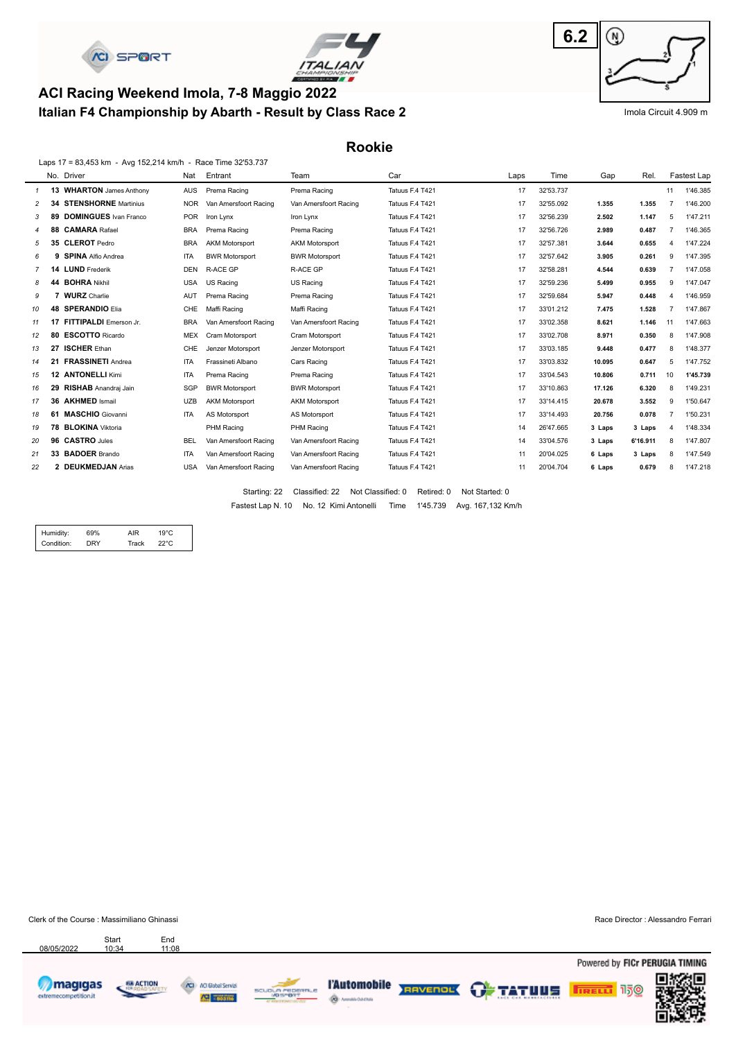6.2

Imola Circuit 4.909 m

# ACI Racing Weekend Imola, 7-8 Maggio 2022

## Italian F4 Championship by Abarth - Result by Class Race 2

### Rookie

Laps 17 = 83,453 km - Avg 152,214 km/h - Race Time 32'53.737

| | No. | Driver | Nat | Entrant | Team | Car | Laps | Time | Gap | Rel. | Fastest Lap | |
|---|---|---|---|---|---|---|---|---|---|---|---|---|
| 1 | 13 | **WHARTON** James Anthony | AUS | Prema Racing | Prema Racing | Tatuus F.4 T421 | 17 | 32'53.737 | | | 11 | 1'46.385 |
| 2 | 34 | **STENSHORNE** Martinius | NOR | Van Amersfoort Racing | Van Amersfoort Racing | Tatuus F.4 T421 | 17 | 32'55.092 | 1.355 | 1.355 | 7 | 1'46.200 |
| 3 | 89 | **DOMINGUES** Ivan Franco | POR | Iron Lynx | Iron Lynx | Tatuus F.4 T421 | 17 | 32'56.239 | 2.502 | 1.147 | 5 | 1'47.211 |
| 4 | 88 | **CAMARA** Rafael | BRA | Prema Racing | Prema Racing | Tatuus F.4 T421 | 17 | 32'56.726 | 2.989 | 0.487 | 7 | 1'46.365 |
| 5 | 35 | **CLEROT** Pedro | BRA | AKM Motorsport | AKM Motorsport | Tatuus F.4 T421 | 17 | 32'57.381 | 3.644 | 0.655 | 4 | 1'47.224 |
| 6 | 9 | **SPINA** Alfio Andrea | ITA | BWR Motorsport | BWR Motorsport | Tatuus F.4 T421 | 17 | 32'57.642 | 3.905 | 0.261 | 9 | 1'47.395 |
| 7 | 14 | **LUND** Frederik | DEN | R-ACE GP | R-ACE GP | Tatuus F.4 T421 | 17 | 32'58.281 | 4.544 | 0.639 | 7 | 1'47.058 |
| 8 | 44 | **BOHRA** Nikhil | USA | US Racing | US Racing | Tatuus F.4 T421 | 17 | 32'59.236 | 5.499 | 0.955 | 9 | 1'47.047 |
| 9 | 7 | **WURZ** Charlie | AUT | Prema Racing | Prema Racing | Tatuus F.4 T421 | 17 | 32'59.684 | 5.947 | 0.448 | 4 | 1'46.959 |
| 10 | 48 | **SPERANDIO** Elia | CHE | Maffi Racing | Maffi Racing | Tatuus F.4 T421 | 17 | 33'01.212 | 7.475 | 1.528 | 7 | 1'47.867 |
| 11 | 17 | **FITTIPALDI** Emerson Jr. | BRA | Van Amersfoort Racing | Van Amersfoort Racing | Tatuus F.4 T421 | 17 | 33'02.358 | 8.621 | 1.146 | 11 | 1'47.663 |
| 12 | 80 | **ESCOTTO** Ricardo | MEX | Cram Motorsport | Cram Motorsport | Tatuus F.4 T421 | 17 | 33'02.708 | 8.971 | 0.350 | 8 | 1'47.908 |
| 13 | 27 | **ISCHER** Ethan | CHE | Jenzer Motorsport | Jenzer Motorsport | Tatuus F.4 T421 | 17 | 33'03.185 | 9.448 | 0.477 | 8 | 1'48.377 |
| 14 | 21 | **FRASSINETI** Andrea | ITA | Frassineti Albano | Cars Racing | Tatuus F.4 T421 | 17 | 33'03.832 | 10.095 | 0.647 | 5 | 1'47.752 |
| 15 | 12 | **ANTONELLI** Kimi | ITA | Prema Racing | Prema Racing | Tatuus F.4 T421 | 17 | 33'04.543 | 10.806 | 0.711 | 10 | **1'45.739** |
| 16 | 29 | **RISHAB** Anandraj Jain | SGP | BWR Motorsport | BWR Motorsport | Tatuus F.4 T421 | 17 | 33'10.863 | 17.126 | 6.320 | 8 | 1'49.231 |
| 17 | 36 | **AKHMED** Ismail | UZB | AKM Motorsport | AKM Motorsport | Tatuus F.4 T421 | 17 | 33'14.415 | 20.678 | 3.552 | 9 | 1'50.647 |
| 18 | 61 | **MASCHIO** Giovanni | ITA | AS Motorsport | AS Motorsport | Tatuus F.4 T421 | 17 | 33'14.493 | 20.756 | 0.078 | 7 | 1'50.231 |
| 19 | 78 | **BLOKINA** Viktoria | | PHM Racing | PHM Racing | Tatuus F.4 T421 | 14 | 26'47.665 | 3 Laps | 3 Laps | 4 | 1'48.334 |
| 20 | 96 | **CASTRO** Jules | BEL | Van Amersfoort Racing | Van Amersfoort Racing | Tatuus F.4 T421 | 14 | 33'04.576 | 3 Laps | 6'16.911 | 8 | 1'47.807 |
| 21 | 33 | **BADOER** Brando | ITA | Van Amersfoort Racing | Van Amersfoort Racing | Tatuus F.4 T421 | 11 | 20'04.025 | 6 Laps | 3 Laps | 8 | 1'47.549 |
| 22 | 2 | **DEUKMEDJAN** Arias | USA | Van Amersfoort Racing | Van Amersfoort Racing | Tatuus F.4 T421 | 11 | 20'04.704 | 6 Laps | 0.679 | 8 | 1'47.218 |

Starting: 22 Classified: 22 Not Classified: 0 Retired: 0 Not Started: 0

Fastest Lap N. 10 No. 12 Kimi Antonelli Time 1'45.739 Avg. 167,132 Km/h

| Humidity: | 69% | AIR | 19°C |
|---|---|---|---|
| Condition: | DRY | Track | 22°C |

Clerk of the Course : Massimiliano Ghinassi

Race Director : Alessandro Ferrari

| | Start | End |
|---|---|---|
| 08/05/2022 | 10:34 | 11:08 |

Powered by FICr PERUGIA TIMING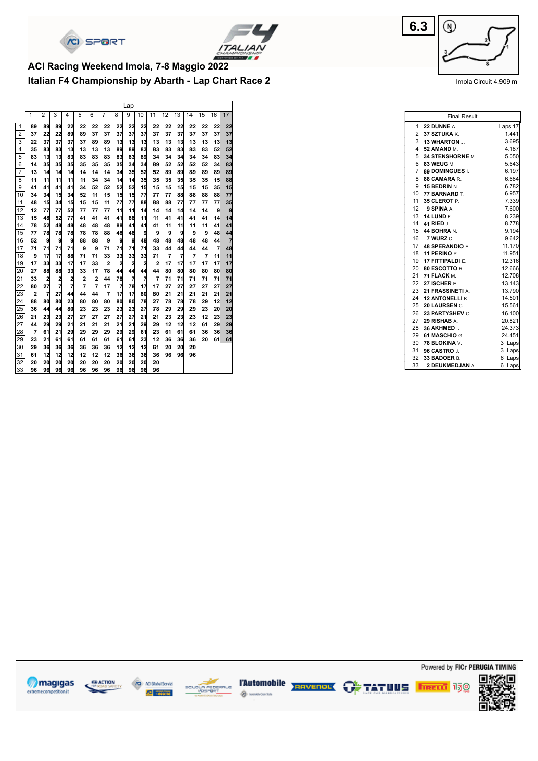# ACI Racing Weekend Imola, 7-8 Maggio 2022

## Italian F4 Championship by Abarth - Lap Chart Race 2

**6.3**

Imola Circuit 4.909 m

| Pos | 1 | 2 | 3 | 4 | 5 | 6 | 7 | 8 | 9 | 10 | 11 | 12 | 13 | 14 | 15 | 16 | 17 |
|---|---|---|---|---|---|---|---|---|---|---|---|---|---|---|---|---|---|
| 1 | 89 | 89 | 89 | 22 | 22 | 22 | 22 | 22 | 22 | 22 | 22 | 22 | 22 | 22 | 22 | 22 | 22 |
| 2 | 37 | 22 | 22 | 89 | 89 | 37 | 37 | 37 | 37 | 37 | 37 | 37 | 37 | 37 | 37 | 37 | 37 |
| 3 | 22 | 37 | 37 | 37 | 37 | 89 | 89 | 13 | 13 | 13 | 13 | 13 | 13 | 13 | 13 | 13 | 13 |
| 4 | 35 | 83 | 83 | 13 | 13 | 13 | 13 | 89 | 89 | 83 | 83 | 83 | 83 | 83 | 83 | 52 | 52 |
| 5 | 83 | 13 | 13 | 83 | 83 | 83 | 83 | 83 | 83 | 89 | 34 | 34 | 34 | 34 | 34 | 83 | 34 |
| 6 | 14 | 35 | 35 | 35 | 35 | 35 | 35 | 35 | 34 | 34 | 89 | 52 | 52 | 52 | 52 | 34 | 83 |
| 7 | 13 | 14 | 14 | 14 | 14 | 14 | 14 | 34 | 35 | 52 | 52 | 89 | 89 | 89 | 89 | 89 | 89 |
| 8 | 11 | 11 | 11 | 11 | 11 | 34 | 34 | 14 | 14 | 35 | 35 | 35 | 35 | 35 | 35 | 15 | 88 |
| 9 | 41 | 41 | 41 | 41 | 34 | 52 | 52 | 52 | 52 | 15 | 15 | 15 | 15 | 15 | 15 | 35 | 15 |
| 10 | 34 | 34 | 15 | 34 | 52 | 11 | 15 | 15 | 15 | 77 | 77 | 77 | 88 | 88 | 88 | 88 | 77 |
| 11 | 48 | 15 | 34 | 15 | 15 | 15 | 11 | 77 | 77 | 88 | 88 | 88 | 77 | 77 | 77 | 77 | 35 |
| 12 | 12 | 77 | 77 | 52 | 77 | 77 | 77 | 11 | 11 | 14 | 14 | 14 | 14 | 14 | 14 | 9 | 9 |
| 13 | 15 | 48 | 52 | 77 | 41 | 41 | 41 | 41 | 88 | 11 | 11 | 41 | 41 | 41 | 41 | 14 | 14 |
| 14 | 78 | 52 | 48 | 48 | 48 | 48 | 48 | 88 | 41 | 41 | 41 | 11 | 11 | 11 | 11 | 41 | 41 |
| 15 | 77 | 78 | 78 | 78 | 78 | 78 | 88 | 48 | 48 | 9 | 9 | 9 | 9 | 9 | 9 | 48 | 44 |
| 16 | 52 | 9 | 9 | 9 | 88 | 88 | 9 | 9 | 9 | 48 | 48 | 48 | 48 | 48 | 48 | 44 | 7 |
| 17 | 71 | 71 | 71 | 71 | 9 | 9 | 71 | 71 | 71 | 71 | 33 | 44 | 44 | 44 | 44 | 7 | 48 |
| 18 | 9 | 17 | 17 | 88 | 71 | 71 | 33 | 33 | 33 | 33 | 71 | 7 | 7 | 7 | 7 | 11 | 11 |
| 19 | 17 | 33 | 33 | 17 | 17 | 33 | 2 | 2 | 2 | 2 | 2 | 17 | 17 | 17 | 17 | 17 | 17 |
| 20 | 27 | 88 | 88 | 33 | 33 | 17 | 78 | 44 | 44 | 44 | 44 | 80 | 80 | 80 | 80 | 80 | 80 |
| 21 | 33 | 2 | 2 | 2 | 2 | 2 | 44 | 78 | 7 | 7 | 7 | 71 | 71 | 71 | 71 | 71 | 71 |
| 22 | 80 | 27 | 7 | 7 | 7 | 7 | 17 | 7 | 78 | 17 | 17 | 27 | 27 | 27 | 27 | 27 | 27 |
| 23 | 2 | 7 | 27 | 44 | 44 | 44 | 7 | 17 | 17 | 80 | 80 | 21 | 21 | 21 | 21 | 21 | 21 |
| 24 | 88 | 80 | 80 | 23 | 80 | 80 | 80 | 80 | 80 | 78 | 27 | 78 | 78 | 78 | 29 | 12 | 12 |
| 25 | 36 | 44 | 44 | 80 | 23 | 23 | 23 | 23 | 23 | 27 | 78 | 29 | 29 | 29 | 23 | 20 | 20 |
| 26 | 21 | 23 | 23 | 27 | 27 | 27 | 27 | 27 | 27 | 21 | 21 | 23 | 23 | 23 | 12 | 23 | 23 |
| 27 | 44 | 29 | 29 | 21 | 21 | 21 | 21 | 21 | 21 | 29 | 29 | 12 | 12 | 12 | 61 | 29 | 29 |
| 28 | 7 | 61 | 21 | 29 | 29 | 29 | 29 | 29 | 29 | 61 | 23 | 61 | 61 | 61 | 36 | 36 | 36 |
| 29 | 23 | 21 | 61 | 61 | 61 | 61 | 61 | 61 | 61 | 23 | 12 | 36 | 36 | 36 | 20 | 61 | 61 |
| 30 | 29 | 36 | 36 | 36 | 36 | 36 | 36 | 12 | 12 | 12 | 61 | 20 | 20 | 20 | | | |
| 31 | 61 | 12 | 12 | 12 | 12 | 12 | 12 | 36 | 36 | 36 | 36 | 96 | 96 | 96 | | | |
| 32 | 20 | 20 | 20 | 20 | 20 | 20 | 20 | 20 | 20 | 20 | 20 | | | | | | |
| 33 | 96 | 96 | 96 | 96 | 96 | 96 | 96 | 96 | 96 | 96 | 96 | | | | | | |

| Final Result | | |
|---|---|---|
| 1 | **22 DUNNE** A. | Laps 17 |
| 2 | **37 SZTUKA** K. | 1.441 |
| 3 | **13 WHARTON** J. | 3.695 |
| 4 | **52 AMAND** M. | 4.187 |
| 5 | **34 STENSHORNE** M. | 5.050 |
| 6 | **83 WEUG** M. | 5.643 |
| 7 | **89 DOMINGUES** I. | 6.197 |
| 8 | **88 CAMARA** R. | 6.684 |
| 9 | **15 BEDRIN** N. | 6.782 |
| 10 | **77 BARNARD** T. | 6.957 |
| 11 | **35 CLEROT** P. | 7.339 |
| 12 | **9 SPINA** A. | 7.600 |
| 13 | **14 LUND** F. | 8.239 |
| 14 | **41 RIED** J. | 8.778 |
| 15 | **44 BOHRA** N. | 9.194 |
| 16 | **7 WURZ** C. | 9.642 |
| 17 | **48 SPERANDIO** E. | 11.170 |
| 18 | **11 PERINO** P. | 11.951 |
| 19 | **17 FITTIPALDI** E. | 12.316 |
| 20 | **80 ESCOTTO** R. | 12.666 |
| 21 | **71 FLACK** M. | 12.708 |
| 22 | **27 ISCHER** E. | 13.143 |
| 23 | **21 FRASSINETI** A. | 13.790 |
| 24 | **12 ANTONELLI** K. | 14.501 |
| 25 | **20 LAURSEN** C. | 15.561 |
| 26 | **23 PARTYSHEV** O. | 16.100 |
| 27 | **29 RISHAB** A. | 20.821 |
| 28 | **36 AKHMED** I. | 24.373 |
| 29 | **61 MASCHIO** G. | 24.451 |
| 30 | **78 BLOKINA** V. | 3 Laps |
| 31 | **96 CASTRO** J. | 3 Laps |
| 32 | **33 BADOER** B. | 6 Laps |
| 33 | **2 DEUKMEDJAN** A. | 6 Laps |

Powered by FICr PERUGIA TIMING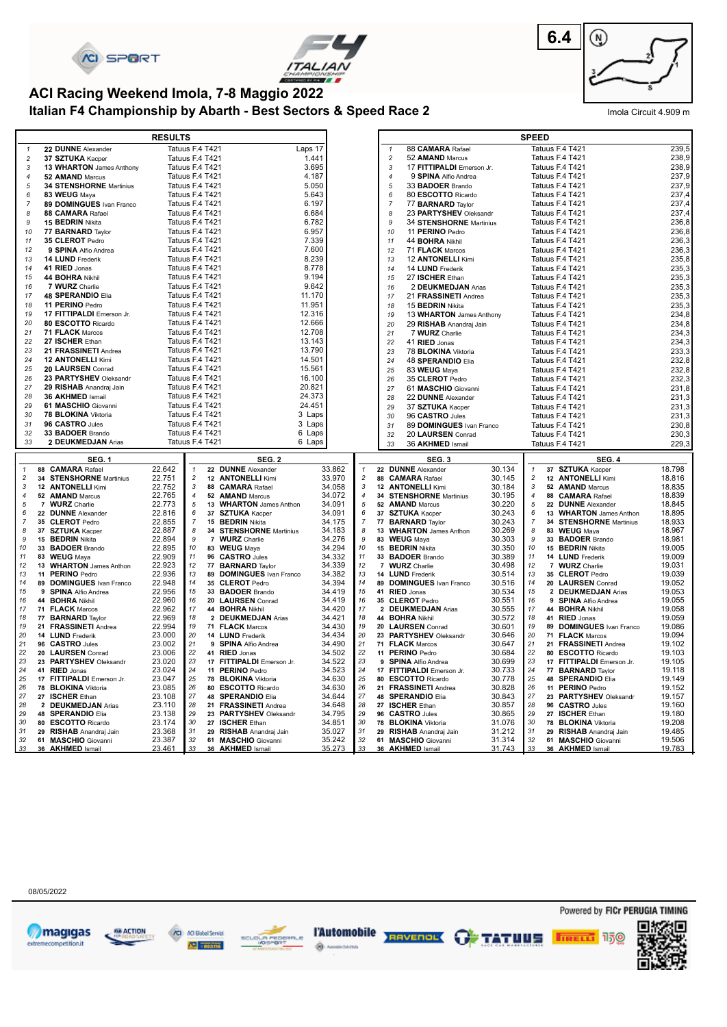# ACI Racing Weekend Imola, 7-8 Maggio 2022

## Italian F4 Championship by Abarth - Best Sectors & Speed Race 2

6.4

Imola Circuit 4.909 m

### RESULTS

| Pos | Driver | Car | Gap |
|---|---|---|---|
| 1 | 22 **DUNNE** Alexander | Tatuus F.4 T421 | Laps 17 |
| 2 | 37 **SZTUKA** Kacper | Tatuus F.4 T421 | 1.441 |
| 3 | 13 **WHARTON** James Anthony | Tatuus F.4 T421 | 3.695 |
| 4 | 52 **AMAND** Marcus | Tatuus F.4 T421 | 4.187 |
| 5 | 34 **STENSHORNE** Martinius | Tatuus F.4 T421 | 5.050 |
| 6 | 83 **WEUG** Maya | Tatuus F.4 T421 | 5.643 |
| 7 | 89 **DOMINGUES** Ivan Franco | Tatuus F.4 T421 | 6.197 |
| 8 | 88 **CAMARA** Rafael | Tatuus F.4 T421 | 6.684 |
| 9 | 15 **BEDRIN** Nikita | Tatuus F.4 T421 | 6.782 |
| 10 | 77 **BARNARD** Taylor | Tatuus F.4 T421 | 6.957 |
| 11 | 35 **CLEROT** Pedro | Tatuus F.4 T421 | 7.339 |
| 12 | 9 **SPINA** Alfio Andrea | Tatuus F.4 T421 | 7.600 |
| 13 | 14 **LUND** Frederik | Tatuus F.4 T421 | 8.239 |
| 14 | 41 **RIED** Jonas | Tatuus F.4 T421 | 8.778 |
| 15 | 44 **BOHRA** Nikhil | Tatuus F.4 T421 | 9.194 |
| 16 | 7 **WURZ** Charlie | Tatuus F.4 T421 | 9.642 |
| 17 | 48 **SPERANDIO** Elia | Tatuus F.4 T421 | 11.170 |
| 18 | 11 **PERINO** Pedro | Tatuus F.4 T421 | 11.951 |
| 19 | 17 **FITTIPALDI** Emerson Jr. | Tatuus F.4 T421 | 12.316 |
| 20 | 80 **ESCOTTO** Ricardo | Tatuus F.4 T421 | 12.666 |
| 21 | 71 **FLACK** Marcos | Tatuus F.4 T421 | 12.708 |
| 22 | 27 **ISCHER** Ethan | Tatuus F.4 T421 | 13.143 |
| 23 | 21 **FRASSINETI** Andrea | Tatuus F.4 T421 | 13.790 |
| 24 | 12 **ANTONELLI** Kimi | Tatuus F.4 T421 | 14.501 |
| 25 | 20 **LAURSEN** Conrad | Tatuus F.4 T421 | 15.561 |
| 26 | 23 **PARTYSHEV** Oleksandr | Tatuus F.4 T421 | 16.100 |
| 27 | 29 **RISHAB** Anandraj Jain | Tatuus F.4 T421 | 20.821 |
| 28 | 36 **AKHMED** Ismail | Tatuus F.4 T421 | 24.373 |
| 29 | 61 **MASCHIO** Giovanni | Tatuus F.4 T421 | 24.451 |
| 30 | 78 **BLOKINA** Viktoria | Tatuus F.4 T421 | 3 Laps |
| 31 | 96 **CASTRO** Jules | Tatuus F.4 T421 | 3 Laps |
| 32 | 33 **BADOER** Brando | Tatuus F.4 T421 | 6 Laps |
| 33 | 2 **DEUKMEDJAN** Arias | Tatuus F.4 T421 | 6 Laps |

### SPEED

| Pos | Driver | Car | Speed |
|---|---|---|---|
| 1 | 88 **CAMARA** Rafael | Tatuus F.4 T421 | 239,5 |
| 2 | 52 **AMAND** Marcus | Tatuus F.4 T421 | 238,9 |
| 3 | 17 **FITTIPALDI** Emerson Jr. | Tatuus F.4 T421 | 238,9 |
| 4 | 9 **SPINA** Alfio Andrea | Tatuus F.4 T421 | 237,9 |
| 5 | 33 **BADOER** Brando | Tatuus F.4 T421 | 237,9 |
| 6 | 80 **ESCOTTO** Ricardo | Tatuus F.4 T421 | 237,4 |
| 7 | 77 **BARNARD** Taylor | Tatuus F.4 T421 | 237,4 |
| 8 | 23 **PARTYSHEV** Oleksandr | Tatuus F.4 T421 | 237,4 |
| 9 | 34 **STENSHORNE** Martinius | Tatuus F.4 T421 | 236,8 |
| 10 | 11 **PERINO** Pedro | Tatuus F.4 T421 | 236,8 |
| 11 | 44 **BOHRA** Nikhil | Tatuus F.4 T421 | 236,3 |
| 12 | 71 **FLACK** Marcos | Tatuus F.4 T421 | 236,3 |
| 13 | 12 **ANTONELLI** Kimi | Tatuus F.4 T421 | 235,8 |
| 14 | 14 **LUND** Frederik | Tatuus F.4 T421 | 235,3 |
| 15 | 27 **ISCHER** Ethan | Tatuus F.4 T421 | 235,3 |
| 16 | 2 **DEUKMEDJAN** Arias | Tatuus F.4 T421 | 235,3 |
| 17 | 21 **FRASSINETI** Andrea | Tatuus F.4 T421 | 235,3 |
| 18 | 15 **BEDRIN** Nikita | Tatuus F.4 T421 | 235,3 |
| 19 | 13 **WHARTON** James Anthony | Tatuus F.4 T421 | 234,8 |
| 20 | 29 **RISHAB** Anandraj Jain | Tatuus F.4 T421 | 234,8 |
| 21 | 7 **WURZ** Charlie | Tatuus F.4 T421 | 234,3 |
| 22 | 41 **RIED** Jonas | Tatuus F.4 T421 | 234,3 |
| 23 | 78 **BLOKINA** Viktoria | Tatuus F.4 T421 | 233,3 |
| 24 | 48 **SPERANDIO** Elia | Tatuus F.4 T421 | 232,8 |
| 25 | 83 **WEUG** Maya | Tatuus F.4 T421 | 232,8 |
| 26 | 35 **CLEROT** Pedro | Tatuus F.4 T421 | 232,3 |
| 27 | 61 **MASCHIO** Giovanni | Tatuus F.4 T421 | 231,8 |
| 28 | 22 **DUNNE** Alexander | Tatuus F.4 T421 | 231,3 |
| 29 | 37 **SZTUKA** Kacper | Tatuus F.4 T421 | 231,3 |
| 30 | 96 **CASTRO** Jules | Tatuus F.4 T421 | 231,3 |
| 31 | 89 **DOMINGUES** Ivan Franco | Tatuus F.4 T421 | 230,8 |
| 32 | 20 **LAURSEN** Conrad | Tatuus F.4 T421 | 230,3 |
| 33 | 36 **AKHMED** Ismail | Tatuus F.4 T421 | 229,3 |

### SEG. 1

| Pos | Driver | Time |
|---|---|---|
| 1 | 88 **CAMARA** Rafael | 22.642 |
| 2 | 34 **STENSHORNE** Martinius | 22.751 |
| 3 | 12 **ANTONELLI** Kimi | 22.752 |
| 4 | 52 **AMAND** Marcus | 22.765 |
| 5 | 7 **WURZ** Charlie | 22.773 |
| 6 | 22 **DUNNE** Alexander | 22.816 |
| 7 | 35 **CLEROT** Pedro | 22.855 |
| 8 | 37 **SZTUKA** Kacper | 22.887 |
| 9 | 15 **BEDRIN** Nikita | 22.894 |
| 10 | 33 **BADOER** Brando | 22.895 |
| 11 | 83 **WEUG** Maya | 22.909 |
| 12 | 13 **WHARTON** James Anthon | 22.923 |
| 13 | 11 **PERINO** Pedro | 22.936 |
| 14 | 89 **DOMINGUES** Ivan Franco | 22.948 |
| 15 | 9 **SPINA** Alfio Andrea | 22.956 |
| 16 | 44 **BOHRA** Nikhil | 22.960 |
| 17 | 71 **FLACK** Marcos | 22.962 |
| 18 | 77 **BARNARD** Taylor | 22.969 |
| 19 | 21 **FRASSINETI** Andrea | 22.994 |
| 20 | 14 **LUND** Frederik | 23.000 |
| 21 | 96 **CASTRO** Jules | 23.002 |
| 22 | 20 **LAURSEN** Conrad | 23.006 |
| 23 | 23 **PARTYSHEV** Oleksandr | 23.020 |
| 24 | 41 **RIED** Jonas | 23.024 |
| 25 | 17 **FITTIPALDI** Emerson Jr. | 23.047 |
| 26 | 78 **BLOKINA** Viktoria | 23.085 |
| 27 | 27 **ISCHER** Ethan | 23.108 |
| 28 | 2 **DEUKMEDJAN** Arias | 23.110 |
| 29 | 48 **SPERANDIO** Elia | 23.138 |
| 30 | 80 **ESCOTTO** Ricardo | 23.174 |
| 31 | 29 **RISHAB** Anandraj Jain | 23.368 |
| 32 | 61 **MASCHIO** Giovanni | 23.387 |
| 33 | 36 **AKHMED** Ismail | 23.461 |

### SEG. 2

| Pos | Driver | Time |
|---|---|---|
| 1 | 22 **DUNNE** Alexander | 33.862 |
| 2 | 12 **ANTONELLI** Kimi | 33.970 |
| 3 | 88 **CAMARA** Rafael | 34.058 |
| 4 | 52 **AMAND** Marcus | 34.072 |
| 5 | 13 **WHARTON** James Anthon | 34.091 |
| 6 | 37 **SZTUKA** Kacper | 34.091 |
| 7 | 15 **BEDRIN** Nikita | 34.175 |
| 8 | 34 **STENSHORNE** Martinius | 34.183 |
| 9 | 7 **WURZ** Charlie | 34.276 |
| 10 | 83 **WEUG** Maya | 34.294 |
| 11 | 96 **CASTRO** Jules | 34.332 |
| 12 | 77 **BARNARD** Taylor | 34.339 |
| 13 | 89 **DOMINGUES** Ivan Franco | 34.382 |
| 14 | 35 **CLEROT** Pedro | 34.394 |
| 15 | 33 **BADOER** Brando | 34.419 |
| 16 | 20 **LAURSEN** Conrad | 34.419 |
| 17 | 44 **BOHRA** Nikhil | 34.420 |
| 18 | 2 **DEUKMEDJAN** Arias | 34.421 |
| 19 | 71 **FLACK** Marcos | 34.430 |
| 20 | 14 **LUND** Frederik | 34.434 |
| 21 | 9 **SPINA** Alfio Andrea | 34.490 |
| 22 | 41 **RIED** Jonas | 34.502 |
| 23 | 17 **FITTIPALDI** Emerson Jr. | 34.522 |
| 24 | 11 **PERINO** Pedro | 34.523 |
| 25 | 78 **BLOKINA** Viktoria | 34.630 |
| 26 | 80 **ESCOTTO** Ricardo | 34.630 |
| 27 | 48 **SPERANDIO** Elia | 34.644 |
| 28 | 21 **FRASSINETI** Andrea | 34.648 |
| 29 | 23 **PARTYSHEV** Oleksandr | 34.795 |
| 30 | 27 **ISCHER** Ethan | 34.851 |
| 31 | 29 **RISHAB** Anandraj Jain | 35.027 |
| 32 | 61 **MASCHIO** Giovanni | 35.242 |
| 33 | 36 **AKHMED** Ismail | 35.273 |

### SEG. 3

| Pos | Driver | Time |
|---|---|---|
| 1 | 22 **DUNNE** Alexander | 30.134 |
| 2 | 88 **CAMARA** Rafael | 30.145 |
| 3 | 12 **ANTONELLI** Kimi | 30.184 |
| 4 | 34 **STENSHORNE** Martinius | 30.195 |
| 5 | 52 **AMAND** Marcus | 30.220 |
| 6 | 37 **SZTUKA** Kacper | 30.243 |
| 7 | 77 **BARNARD** Taylor | 30.243 |
| 8 | 13 **WHARTON** James Anthon | 30.269 |
| 9 | 83 **WEUG** Maya | 30.303 |
| 10 | 15 **BEDRIN** Nikita | 30.350 |
| 11 | 33 **BADOER** Brando | 30.389 |
| 12 | 7 **WURZ** Charlie | 30.498 |
| 13 | 14 **LUND** Frederik | 30.514 |
| 14 | 89 **DOMINGUES** Ivan Franco | 30.516 |
| 15 | 41 **RIED** Jonas | 30.534 |
| 16 | 35 **CLEROT** Pedro | 30.551 |
| 17 | 2 **DEUKMEDJAN** Arias | 30.555 |
| 18 | 44 **BOHRA** Nikhil | 30.572 |
| 19 | 20 **LAURSEN** Conrad | 30.601 |
| 20 | 23 **PARTYSHEV** Oleksandr | 30.646 |
| 21 | 71 **FLACK** Marcos | 30.647 |
| 22 | 11 **PERINO** Pedro | 30.684 |
| 23 | 9 **SPINA** Alfio Andrea | 30.699 |
| 24 | 17 **FITTIPALDI** Emerson Jr. | 30.733 |
| 25 | 80 **ESCOTTO** Ricardo | 30.778 |
| 26 | 21 **FRASSINETI** Andrea | 30.828 |
| 27 | 48 **SPERANDIO** Elia | 30.843 |
| 28 | 27 **ISCHER** Ethan | 30.857 |
| 29 | 96 **CASTRO** Jules | 30.865 |
| 30 | 78 **BLOKINA** Viktoria | 31.076 |
| 31 | 29 **RISHAB** Anandraj Jain | 31.212 |
| 32 | 61 **MASCHIO** Giovanni | 31.314 |
| 33 | 36 **AKHMED** Ismail | 31.743 |

### SEG. 4

| Pos | Driver | Time |
|---|---|---|
| 1 | 37 **SZTUKA** Kacper | 18.798 |
| 2 | 12 **ANTONELLI** Kimi | 18.816 |
| 3 | 52 **AMAND** Marcus | 18.835 |
| 4 | 88 **CAMARA** Rafael | 18.839 |
| 5 | 22 **DUNNE** Alexander | 18.845 |
| 6 | 13 **WHARTON** James Anthon | 18.895 |
| 7 | 34 **STENSHORNE** Martinius | 18.933 |
| 8 | 83 **WEUG** Maya | 18.967 |
| 9 | 33 **BADOER** Brando | 18.981 |
| 10 | 15 **BEDRIN** Nikita | 19.005 |
| 11 | 14 **LUND** Frederik | 19.009 |
| 12 | 7 **WURZ** Charlie | 19.031 |
| 13 | 35 **CLEROT** Pedro | 19.039 |
| 14 | 20 **LAURSEN** Conrad | 19.052 |
| 15 | 2 **DEUKMEDJAN** Arias | 19.053 |
| 16 | 9 **SPINA** Alfio Andrea | 19.055 |
| 17 | 44 **BOHRA** Nikhil | 19.058 |
| 18 | 41 **RIED** Jonas | 19.059 |
| 19 | 89 **DOMINGUES** Ivan Franco | 19.086 |
| 20 | 71 **FLACK** Marcos | 19.094 |
| 21 | 21 **FRASSINETI** Andrea | 19.102 |
| 22 | 80 **ESCOTTO** Ricardo | 19.103 |
| 23 | 17 **FITTIPALDI** Emerson Jr. | 19.105 |
| 24 | 77 **BARNARD** Taylor | 19.118 |
| 25 | 48 **SPERANDIO** Elia | 19.149 |
| 26 | 11 **PERINO** Pedro | 19.152 |
| 27 | 23 **PARTYSHEV** Oleksandr | 19.157 |
| 28 | 96 **CASTRO** Jules | 19.160 |
| 29 | 27 **ISCHER** Ethan | 19.180 |
| 30 | 78 **BLOKINA** Viktoria | 19.208 |
| 31 | 29 **RISHAB** Anandraj Jain | 19.485 |
| 32 | 61 **MASCHIO** Giovanni | 19.506 |
| 33 | 36 **AKHMED** Ismail | 19.783 |

08/05/2022

Powered by FICr PERUGIA TIMING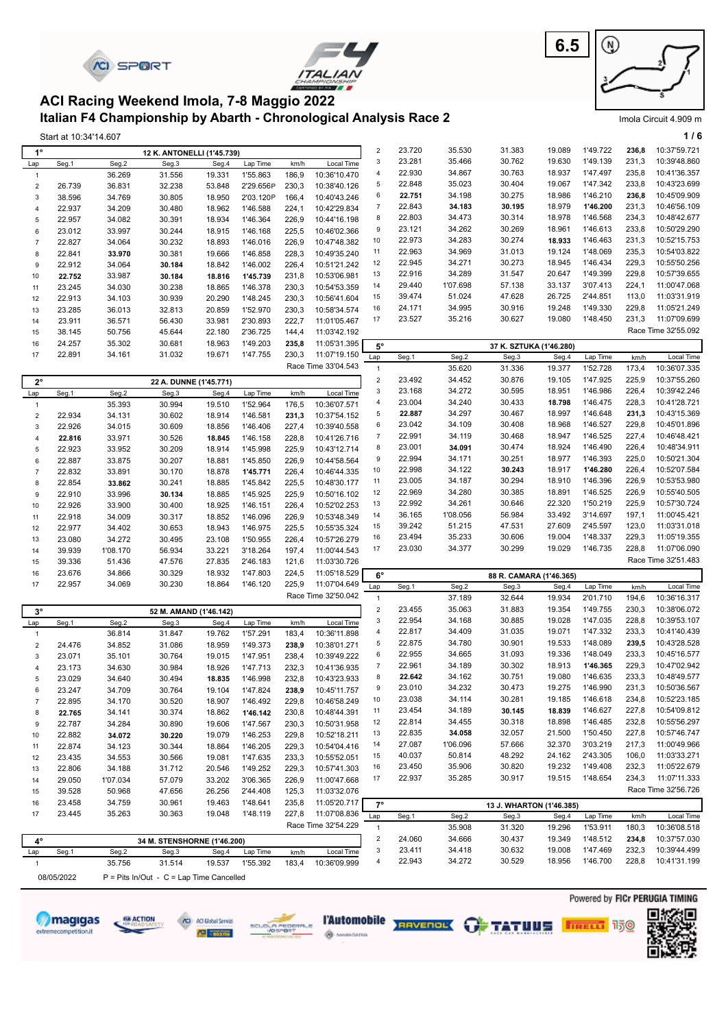# ACI Racing Weekend Imola, 7-8 Maggio 2022

## Italian F4 Championship by Abarth - Chronological Analysis Race 2

6.5

Imola Circuit 4.909 m

Start at 10:34'14.607

### 1° 12 K. ANTONELLI (1'45.739)

| Lap | Seg.1 | Seg.2 | Seg.3 | Seg.4 | Lap Time | km/h | Local Time |
|---|---|---|---|---|---|---|---|
| 1 | | 36.269 | 31.556 | 19.331 | 1'55.863 | 186,9 | 10:36'10.470 |
| 2 | 26.739 | 36.831 | 32.238 | 53.848 | 2'29.656P | 230,3 | 10:38'40.126 |
| 3 | 38.596 | 34.769 | 30.805 | 18.950 | 2'03.120P | 166,4 | 10:40'43.246 |
| 4 | 22.937 | 34.209 | 30.480 | 18.962 | 1'46.588 | 224,1 | 10:42'29.834 |
| 5 | 22.957 | 34.082 | 30.391 | 18.934 | 1'46.364 | 226,9 | 10:44'16.198 |
| 6 | 23.012 | 33.997 | 30.244 | 18.915 | 1'46.168 | 225,5 | 10:46'02.366 |
| 7 | 22.827 | 34.064 | 30.232 | 18.893 | 1'46.016 | 226,9 | 10:47'48.382 |
| 8 | 22.841 | **33.970** | 30.381 | 19.666 | 1'46.858 | 228,3 | 10:49'35.240 |
| 9 | 22.912 | 34.064 | **30.184** | 18.842 | 1'46.002 | 226,4 | 10:51'21.242 |
| 10 | **22.752** | 33.987 | **30.184** | **18.816** | **1'45.739** | 231,8 | 10:53'06.981 |
| 11 | 23.245 | 34.030 | 30.238 | 18.865 | 1'46.378 | 230,3 | 10:54'53.359 |
| 12 | 22.913 | 34.103 | 30.939 | 20.290 | 1'48.245 | 230,3 | 10:56'41.604 |
| 13 | 23.285 | 36.013 | 32.813 | 20.859 | 1'52.970 | 230,3 | 10:58'34.574 |
| 14 | 23.911 | 36.571 | 56.430 | 33.981 | 2'30.893 | 222,7 | 11:01'05.467 |
| 15 | 38.145 | 50.756 | 45.644 | 22.180 | 2'36.725 | 144,4 | 11:03'42.192 |
| 16 | 24.257 | 35.302 | 30.681 | 18.963 | 1'49.203 | **235,8** | 11:05'31.395 |
| 17 | 22.891 | 34.161 | 31.032 | 19.671 | 1'47.755 | 230,3 | 11:07'19.150 |

Race Time 33'04.543

### 2° 22 A. DUNNE (1'45.771)

| Lap | Seg.1 | Seg.2 | Seg.3 | Seg.4 | Lap Time | km/h | Local Time |
|---|---|---|---|---|---|---|---|
| 1 | | 35.393 | 30.994 | 19.510 | 1'52.964 | 176,5 | 10:36'07.571 |
| 2 | 22.934 | 34.131 | 30.602 | 18.914 | 1'46.581 | **231,3** | 10:37'54.152 |
| 3 | 22.926 | 34.015 | 30.609 | 18.856 | 1'46.406 | 227,4 | 10:39'40.558 |
| 4 | **22.816** | 33.971 | 30.526 | **18.845** | 1'46.158 | 228,8 | 10:41'26.716 |
| 5 | 22.923 | 33.952 | 30.209 | 18.914 | 1'45.998 | 225,9 | 10:43'12.714 |
| 6 | 22.887 | 33.875 | 30.207 | 18.881 | 1'45.850 | 226,9 | 10:44'58.564 |
| 7 | 22.832 | 33.891 | 30.170 | 18.878 | **1'45.771** | 226,4 | 10:46'44.335 |
| 8 | 22.854 | **33.862** | 30.241 | 18.885 | 1'45.842 | 225,5 | 10:48'30.177 |
| 9 | 22.910 | 33.996 | **30.134** | 18.885 | 1'45.925 | 225,9 | 10:50'16.102 |
| 10 | 22.926 | 33.900 | 30.400 | 18.925 | 1'46.151 | 226,4 | 10:52'02.253 |
| 11 | 22.918 | 34.009 | 30.317 | 18.852 | 1'46.096 | 226,9 | 10:53'48.349 |
| 12 | 22.977 | 34.402 | 30.653 | 18.943 | 1'46.975 | 225,5 | 10:55'35.324 |
| 13 | 23.080 | 34.272 | 30.495 | 23.108 | 1'50.955 | 226,4 | 10:57'26.279 |
| 14 | 39.939 | 1'08.170 | 56.934 | 33.221 | 3'18.264 | 197,4 | 11:00'44.543 |
| 15 | 39.336 | 51.436 | 47.576 | 27.835 | 2'46.183 | 121,6 | 11:03'30.726 |
| 16 | 23.676 | 34.866 | 30.329 | 18.932 | 1'47.803 | 224,5 | 11:05'18.529 |
| 17 | 22.957 | 34.069 | 30.230 | 18.864 | 1'46.120 | 225,9 | 11:07'04.649 |

Race Time 32'50.042

### 3° 52 M. AMAND (1'46.142)

| Lap | Seg.1 | Seg.2 | Seg.3 | Seg.4 | Lap Time | km/h | Local Time |
|---|---|---|---|---|---|---|---|
| 1 | | 36.814 | 31.847 | 19.762 | 1'57.291 | 183,4 | 10:36'11.898 |
| 2 | 24.476 | 34.852 | 31.086 | 18.959 | 1'49.373 | **238,9** | 10:38'01.271 |
| 3 | 23.071 | 35.101 | 30.764 | 19.015 | 1'47.951 | 238,4 | 10:39'49.222 |
| 4 | 23.173 | 34.630 | 30.984 | 18.926 | 1'47.713 | 232,3 | 10:41'36.935 |
| 5 | 23.029 | 34.640 | 30.494 | **18.835** | 1'46.998 | 232,8 | 10:43'23.933 |
| 6 | 23.247 | 34.709 | 30.764 | 19.104 | 1'47.824 | **238,9** | 10:45'11.757 |
| 7 | 22.895 | 34.170 | 30.520 | 18.907 | 1'46.492 | 229,8 | 10:46'58.249 |
| 8 | **22.765** | 34.141 | 30.374 | 18.862 | **1'46.142** | 230,8 | 10:48'44.391 |
| 9 | 22.787 | 34.284 | 30.890 | 19.606 | 1'47.567 | 230,3 | 10:50'31.958 |
| 10 | 22.882 | **34.072** | **30.220** | 19.079 | 1'46.253 | 229,8 | 10:52'18.211 |
| 11 | 22.874 | 34.123 | 30.344 | 18.864 | 1'46.205 | 229,3 | 10:54'04.416 |
| 12 | 23.435 | 34.553 | 30.566 | 19.081 | 1'47.635 | 233,3 | 10:55'52.051 |
| 13 | 22.806 | 34.188 | 31.712 | 20.546 | 1'49.252 | 229,3 | 10:57'41.303 |
| 14 | 29.050 | 1'07.034 | 57.079 | 33.202 | 3'06.365 | 226,9 | 11:00'47.668 |
| 15 | 39.528 | 50.968 | 47.656 | 26.256 | 2'44.408 | 125,3 | 11:03'32.076 |
| 16 | 23.458 | 34.759 | 30.961 | 19.463 | 1'48.641 | 235,8 | 11:05'20.717 |
| 17 | 23.445 | 35.263 | 30.363 | 19.048 | 1'48.119 | 227,8 | 11:07'08.836 |

Race Time 32'54.229

### 4° 34 M. STENSHORNE (1'46.200)

| Lap | Seg.1 | Seg.2 | Seg.3 | Seg.4 | Lap Time | km/h | Local Time |
|---|---|---|---|---|---|---|---|
| 1 | | 35.756 | 31.514 | 19.537 | 1'55.392 | 183,4 | 10:36'09.999 |
| 2 | 23.720 | 35.530 | 31.383 | 19.089 | 1'49.722 | **236,8** | 10:37'59.721 |
| 3 | 23.281 | 35.466 | 30.762 | 19.630 | 1'49.139 | 231,3 | 10:39'48.860 |
| 4 | 22.930 | 34.867 | 30.763 | 18.937 | 1'47.497 | 235,8 | 10:41'36.357 |
| 5 | 22.848 | 35.023 | 30.404 | 19.067 | 1'47.342 | 233,8 | 10:43'23.699 |
| 6 | **22.751** | 34.198 | 30.275 | 18.986 | 1'46.210 | **236,8** | 10:45'09.909 |
| 7 | 22.843 | **34.183** | **30.195** | 18.979 | **1'46.200** | 231,3 | 10:46'56.109 |
| 8 | 22.803 | 34.473 | 30.314 | 18.978 | 1'46.568 | 234,3 | 10:48'42.677 |
| 9 | 23.121 | 34.262 | 30.269 | 18.961 | 1'46.613 | 233,8 | 10:50'29.290 |
| 10 | 22.973 | 34.283 | 30.274 | **18.933** | 1'46.463 | 231,3 | 10:52'15.753 |
| 11 | 22.963 | 34.969 | 31.013 | 19.124 | 1'48.069 | 235,3 | 10:54'03.822 |
| 12 | 22.945 | 34.271 | 30.273 | 18.945 | 1'46.434 | 229,3 | 10:55'50.256 |
| 13 | 22.916 | 34.289 | 31.547 | 20.647 | 1'49.399 | 229,8 | 10:57'39.655 |
| 14 | 29.440 | 1'07.698 | 57.138 | 33.137 | 3'07.413 | 224,1 | 11:00'47.068 |
| 15 | 39.474 | 51.024 | 47.628 | 26.725 | 2'44.851 | 113,0 | 11:03'31.919 |
| 16 | 24.171 | 34.995 | 30.916 | 19.248 | 1'49.330 | 229,8 | 11:05'21.249 |
| 17 | 23.527 | 35.216 | 30.627 | 19.080 | 1'48.450 | 231,3 | 11:07'09.699 |

Race Time 32'55.092

### 5° 37 K. SZTUKA (1'46.280)

| Lap | Seg.1 | Seg.2 | Seg.3 | Seg.4 | Lap Time | km/h | Local Time |
|---|---|---|---|---|---|---|---|
| 1 | | 35.620 | 31.336 | 19.377 | 1'52.728 | 173,4 | 10:36'07.335 |
| 2 | 23.492 | 34.452 | 30.876 | 19.105 | 1'47.925 | 225,9 | 10:37'55.260 |
| 3 | 23.168 | 34.272 | 30.595 | 18.951 | 1'46.986 | 226,4 | 10:39'42.246 |
| 4 | 23.004 | 34.240 | 30.433 | **18.798** | 1'46.475 | 228,3 | 10:41'28.721 |
| 5 | **22.887** | 34.297 | 30.467 | 18.997 | 1'46.648 | **231,3** | 10:43'15.369 |
| 6 | 23.042 | 34.109 | 30.408 | 18.968 | 1'46.527 | 229,8 | 10:45'01.896 |
| 7 | 22.991 | 34.119 | 30.468 | 18.947 | 1'46.525 | 227,4 | 10:46'48.421 |
| 8 | 23.001 | **34.091** | 30.474 | 18.924 | 1'46.490 | 226,4 | 10:48'34.911 |
| 9 | 22.994 | 34.171 | 30.251 | 18.977 | 1'46.393 | 225,0 | 10:50'21.304 |
| 10 | 22.998 | 34.122 | **30.243** | 18.917 | **1'46.280** | 226,4 | 10:52'07.584 |
| 11 | 23.005 | 34.187 | 30.294 | 18.910 | 1'46.396 | 226,9 | 10:53'53.980 |
| 12 | 22.969 | 34.280 | 30.385 | 18.891 | 1'46.525 | 226,9 | 10:55'40.505 |
| 13 | 22.992 | 34.261 | 30.646 | 22.320 | 1'50.219 | 225,9 | 10:57'30.724 |
| 14 | 36.165 | 1'08.056 | 56.984 | 33.492 | 3'14.697 | 197,1 | 11:00'45.421 |
| 15 | 39.242 | 51.215 | 47.531 | 27.609 | 2'45.597 | 123,0 | 11:03'31.018 |
| 16 | 23.494 | 35.233 | 30.606 | 19.004 | 1'48.337 | 229,3 | 11:05'19.355 |
| 17 | 23.030 | 34.377 | 30.299 | 19.029 | 1'46.735 | 228,8 | 11:07'06.090 |

Race Time 32'51.483

### 6° 88 R. CAMARA (1'46.365)

| Lap | Seg.1 | Seg.2 | Seg.3 | Seg.4 | Lap Time | km/h | Local Time |
|---|---|---|---|---|---|---|---|
| 1 | | 37.189 | 32.644 | 19.934 | 2'01.710 | 194,6 | 10:36'16.317 |
| 2 | 23.455 | 35.063 | 31.883 | 19.354 | 1'49.755 | 230,3 | 10:38'06.072 |
| 3 | 22.954 | 34.168 | 30.885 | 19.028 | 1'47.035 | 228,8 | 10:39'53.107 |
| 4 | 22.817 | 34.409 | 31.035 | 19.071 | 1'47.332 | 233,3 | 10:41'40.439 |
| 5 | 22.875 | 34.780 | 30.901 | 19.533 | 1'48.089 | **239,5** | 10:43'28.528 |
| 6 | 22.955 | 34.665 | 31.093 | 19.336 | 1'48.049 | 233,3 | 10:45'16.577 |
| 7 | 22.961 | 34.189 | 30.302 | 18.913 | **1'46.365** | 229,3 | 10:47'02.942 |
| 8 | **22.642** | 34.162 | 30.751 | 19.080 | 1'46.635 | 233,3 | 10:48'49.577 |
| 9 | 23.010 | 34.232 | 30.473 | 19.275 | 1'46.990 | 231,3 | 10:50'36.567 |
| 10 | 23.038 | 34.114 | 30.281 | 19.185 | 1'46.618 | 234,8 | 10:52'23.185 |
| 11 | 23.454 | 34.189 | **30.145** | **18.839** | 1'46.627 | 227,8 | 10:54'09.812 |
| 12 | 22.814 | 34.455 | 30.318 | 18.898 | 1'46.485 | 232,8 | 10:55'56.297 |
| 13 | 22.835 | **34.058** | 32.057 | 21.500 | 1'50.450 | 227,8 | 10:57'46.747 |
| 14 | 27.087 | 1'06.096 | 57.666 | 32.370 | 3'03.219 | 217,3 | 11:00'49.966 |
| 15 | 40.037 | 50.814 | 48.292 | 24.162 | 2'43.305 | 106,0 | 11:03'33.271 |
| 16 | 23.450 | 35.906 | 30.820 | 19.232 | 1'49.408 | 232,3 | 11:05'22.679 |
| 17 | 22.937 | 35.285 | 30.917 | 19.515 | 1'48.654 | 234,3 | 11:07'11.333 |

Race Time 32'56.726

### 7° 13 J. WHARTON (1'46.385)

| Lap | Seg.1 | Seg.2 | Seg.3 | Seg.4 | Lap Time | km/h | Local Time |
|---|---|---|---|---|---|---|---|
| 1 | | 35.908 | 31.320 | 19.296 | 1'53.911 | 180,3 | 10:36'08.518 |
| 2 | 24.060 | 34.666 | 30.437 | 19.349 | 1'48.512 | **234,8** | 10:37'57.030 |
| 3 | 23.411 | 34.418 | 30.632 | 19.008 | 1'47.469 | 232,3 | 10:39'44.499 |
| 4 | 22.943 | 34.272 | 30.529 | 18.956 | 1'46.700 | 228,8 | 10:41'31.199 |

08/05/2022 P = Pits In/Out - C = Lap Time Cancelled

Powered by FICr PERUGIA TIMING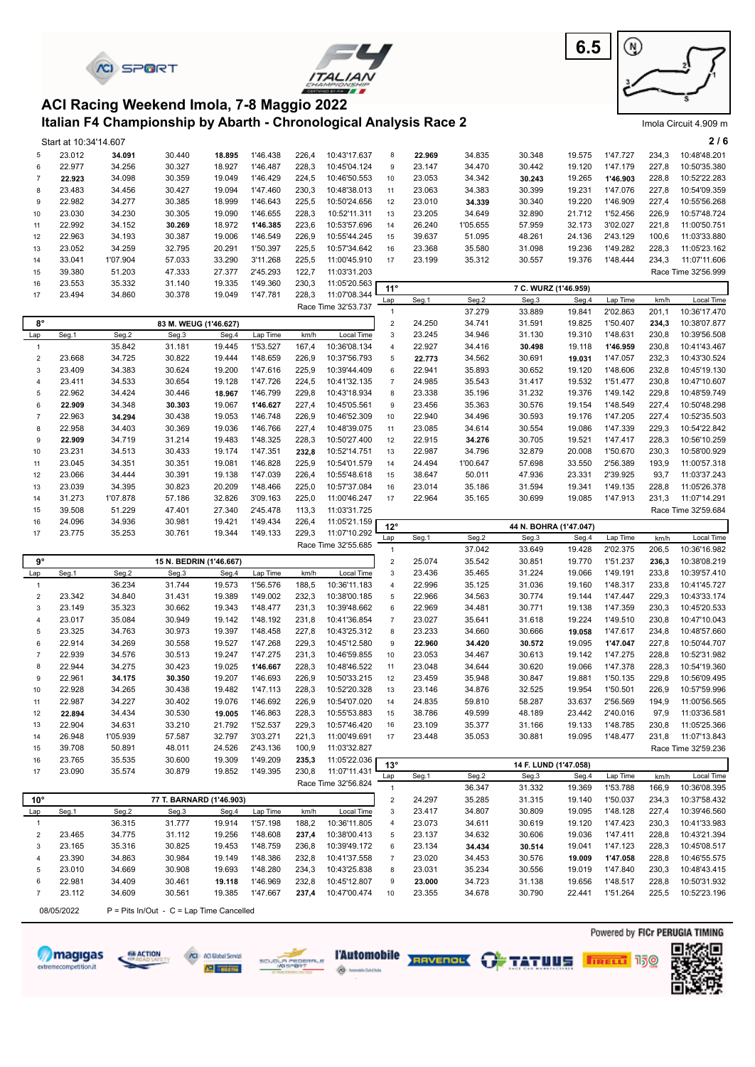# ACI Racing Weekend Imola, 7-8 Maggio 2022

## Italian F4 Championship by Abarth - Chronological Analysis Race 2

Imola Circuit 4.909 m

Start at 10:34'14.607

| Lap | Seg.1 | Seg.2 | Seg.3 | Seg.4 | Lap Time | km/h | Local Time |
|---|---|---|---|---|---|---|---|
| 5 | 23.012 | **34.091** | 30.440 | **18.895** | 1'46.438 | 226,4 | 10:43'17.637 |
| 6 | 22.977 | 34.256 | 30.327 | 18.927 | 1'46.487 | 228,3 | 10:45'04.124 |
| 7 | **22.923** | 34.098 | 30.359 | 19.049 | 1'46.429 | 224,5 | 10:46'50.553 |
| 8 | 23.483 | 34.456 | 30.427 | 19.094 | 1'47.460 | 230,3 | 10:48'38.013 |
| 9 | 22.982 | 34.277 | 30.385 | 18.999 | 1'46.643 | 225,5 | 10:50'24.656 |
| 10 | 23.030 | 34.230 | 30.305 | 19.090 | 1'46.655 | 228,3 | 10:52'11.311 |
| 11 | 22.992 | 34.152 | **30.269** | 18.972 | **1'46.385** | 223,6 | 10:53'57.696 |
| 12 | 22.963 | 34.193 | 30.387 | 19.006 | 1'46.549 | 226,9 | 10:55'44.245 |
| 13 | 23.052 | 34.259 | 32.795 | 20.291 | 1'50.397 | 225,5 | 10:57'34.642 |
| 14 | 33.041 | 1'07.904 | 57.033 | 33.290 | 3'11.268 | 225,5 | 11:00'45.910 |
| 15 | 39.380 | 51.203 | 47.333 | 27.377 | 2'45.293 | 122,7 | 11:03'31.203 |
| 16 | 23.553 | 35.332 | 31.140 | 19.335 | 1'49.360 | 230,3 | 11:05'20.563 |
| 17 | 23.494 | 34.860 | 30.378 | 19.049 | 1'47.781 | 228,3 | 11:07'08.344 |

Race Time 32'53.737

**8° — 83 M. WEUG (1'46.627)**

| Lap | Seg.1 | Seg.2 | Seg.3 | Seg.4 | Lap Time | km/h | Local Time |
|---|---|---|---|---|---|---|---|
| 1 | | 35.842 | 31.181 | 19.445 | 1'53.527 | 167,4 | 10:36'08.134 |
| 2 | 23.668 | 34.725 | 30.822 | 19.444 | 1'48.659 | 226,9 | 10:37'56.793 |
| 3 | 23.409 | 34.383 | 30.624 | 19.200 | 1'47.616 | 225,9 | 10:39'44.409 |
| 4 | 23.411 | 34.533 | 30.654 | 19.128 | 1'47.726 | 224,5 | 10:41'32.135 |
| 5 | 22.962 | 34.424 | 30.446 | **18.967** | 1'46.799 | 229,8 | 10:43'18.934 |
| 6 | **22.909** | 34.348 | **30.303** | 19.067 | **1'46.627** | 227,4 | 10:45'05.561 |
| 7 | 22.963 | **34.294** | 30.438 | 19.053 | 1'46.748 | 226,9 | 10:46'52.309 |
| 8 | 22.958 | 34.403 | 30.369 | 19.036 | 1'46.766 | 227,4 | 10:48'39.075 |
| 9 | **22.909** | 34.719 | 31.214 | 19.483 | 1'48.325 | 228,3 | 10:50'27.400 |
| 10 | 23.231 | 34.513 | 30.433 | 19.174 | 1'47.351 | **232,8** | 10:52'14.751 |
| 11 | 23.045 | 34.351 | 30.351 | 19.081 | 1'46.828 | 225,9 | 10:54'01.579 |
| 12 | 23.066 | 34.444 | 30.391 | 19.138 | 1'47.039 | 226,4 | 10:55'48.618 |
| 13 | 23.039 | 34.395 | 30.823 | 20.209 | 1'48.466 | 225,0 | 10:57'37.084 |
| 14 | 31.273 | 1'07.878 | 57.186 | 32.826 | 3'09.163 | 225,0 | 11:00'46.247 |
| 15 | 39.508 | 51.229 | 47.401 | 27.340 | 2'45.478 | 113,3 | 11:03'31.725 |
| 16 | 24.096 | 34.936 | 30.981 | 19.421 | 1'49.434 | 226,4 | 11:05'21.159 |
| 17 | 23.775 | 35.253 | 30.761 | 19.344 | 1'49.133 | 229,3 | 11:07'10.292 |

Race Time 32'55.685

**9° — 15 N. BEDRIN (1'46.667)**

| Lap | Seg.1 | Seg.2 | Seg.3 | Seg.4 | Lap Time | km/h | Local Time |
|---|---|---|---|---|---|---|---|
| 1 | | 36.234 | 31.744 | 19.573 | 1'56.576 | 188,5 | 10:36'11.183 |
| 2 | 23.342 | 34.840 | 31.431 | 19.389 | 1'49.002 | 232,3 | 10:38'00.185 |
| 3 | 23.149 | 35.323 | 30.662 | 19.343 | 1'48.477 | 231,3 | 10:39'48.662 |
| 4 | 23.017 | 35.084 | 30.949 | 19.142 | 1'48.192 | 231,8 | 10:41'36.854 |
| 5 | 23.325 | 34.763 | 30.973 | 19.397 | 1'48.458 | 227,8 | 10:43'25.312 |
| 6 | 22.914 | 34.269 | 30.558 | 19.527 | 1'47.268 | 229,3 | 10:45'12.580 |
| 7 | 22.939 | 34.576 | 30.513 | 19.247 | 1'47.275 | 231,3 | 10:46'59.855 |
| 8 | 22.944 | 34.275 | 30.423 | 19.025 | **1'46.667** | 228,3 | 10:48'46.522 |
| 9 | 22.961 | **34.175** | **30.350** | 19.207 | 1'46.693 | 226,9 | 10:50'33.215 |
| 10 | 22.928 | 34.265 | 30.438 | 19.482 | 1'47.113 | 228,3 | 10:52'20.328 |
| 11 | 22.987 | 34.227 | 30.402 | 19.076 | 1'46.692 | 226,9 | 10:54'07.020 |
| 12 | **22.894** | 34.434 | 30.530 | **19.005** | 1'46.863 | 228,3 | 10:55'53.883 |
| 13 | 22.904 | 34.631 | 33.210 | 21.792 | 1'52.537 | 229,3 | 10:57'46.420 |
| 14 | 26.948 | 1'05.939 | 57.587 | 32.797 | 3'03.271 | 221,3 | 11:00'49.691 |
| 15 | 39.708 | 50.891 | 48.011 | 24.526 | 2'43.136 | 100,9 | 11:03'32.827 |
| 16 | 23.765 | 35.535 | 30.600 | 19.309 | 1'49.209 | **235,3** | 11:05'22.036 |
| 17 | 23.090 | 35.574 | 30.879 | 19.852 | 1'49.395 | 230,8 | 11:07'11.431 |

Race Time 32'56.824

**10° — 77 T. BARNARD (1'46.903)**

| Lap | Seg.1 | Seg.2 | Seg.3 | Seg.4 | Lap Time | km/h | Local Time |
|---|---|---|---|---|---|---|---|
| 1 | | 36.315 | 31.777 | 19.914 | 1'57.198 | 188,2 | 10:36'11.805 |
| 2 | 23.465 | 34.775 | 31.112 | 19.256 | 1'48.608 | **237,4** | 10:38'00.413 |
| 3 | 23.165 | 35.316 | 30.825 | 19.453 | 1'48.759 | 236,8 | 10:39'49.172 |
| 4 | 23.390 | 34.863 | 30.984 | 19.149 | 1'48.386 | 232,8 | 10:41'37.558 |
| 5 | 23.010 | 34.669 | 30.908 | 19.693 | 1'48.280 | 234,3 | 10:43'25.838 |
| 6 | 22.981 | 34.409 | 30.461 | **19.118** | 1'46.969 | 232,8 | 10:45'12.807 |
| 7 | 23.112 | 34.609 | 30.561 | 19.385 | 1'47.667 | **237,4** | 10:47'00.474 |
| 8 | **22.969** | 34.835 | 30.348 | 19.575 | 1'47.727 | 234,3 | 10:48'48.201 |
| 9 | 23.147 | 34.470 | 30.442 | 19.120 | 1'47.179 | 227,8 | 10:50'35.380 |
| 10 | 23.053 | 34.342 | **30.243** | 19.265 | **1'46.903** | 228,8 | 10:52'22.283 |
| 11 | 23.063 | 34.383 | 30.399 | 19.231 | 1'47.076 | 227,8 | 10:54'09.359 |
| 12 | 23.010 | **34.339** | 30.340 | 19.220 | 1'46.909 | 227,4 | 10:55'56.268 |
| 13 | 23.205 | 34.649 | 32.890 | 21.712 | 1'52.456 | 226,9 | 10:57'48.724 |
| 14 | 26.240 | 1'05.655 | 57.959 | 32.173 | 3'02.027 | 221,8 | 11:00'50.751 |
| 15 | 39.637 | 51.095 | 48.261 | 24.136 | 2'43.129 | 100,6 | 11:03'33.880 |
| 16 | 23.368 | 35.580 | 31.098 | 19.236 | 1'49.282 | 228,3 | 11:05'23.162 |
| 17 | 23.199 | 35.312 | 30.557 | 19.376 | 1'48.444 | 234,3 | 11:07'11.606 |

Race Time 32'56.999

**11° — 7 C. WURZ (1'46.959)**

| Lap | Seg.1 | Seg.2 | Seg.3 | Seg.4 | Lap Time | km/h | Local Time |
|---|---|---|---|---|---|---|---|
| 1 | | 37.279 | 33.889 | 19.841 | 2'02.863 | 201,1 | 10:36'17.470 |
| 2 | 24.250 | 34.741 | 31.591 | 19.825 | 1'50.407 | **234,3** | 10:38'07.877 |
| 3 | 23.245 | 34.946 | 31.130 | 19.310 | 1'48.631 | 230,8 | 10:39'56.508 |
| 4 | 22.927 | 34.416 | **30.498** | 19.118 | **1'46.959** | 230,8 | 10:41'43.467 |
| 5 | **22.773** | 34.562 | 30.691 | **19.031** | 1'47.057 | 232,3 | 10:43'30.524 |
| 6 | 22.941 | 35.893 | 30.652 | 19.120 | 1'48.606 | 232,8 | 10:45'19.130 |
| 7 | 24.985 | 35.543 | 31.417 | 19.532 | 1'51.477 | 230,8 | 10:47'10.607 |
| 8 | 23.338 | 35.196 | 31.232 | 19.376 | 1'49.142 | 229,8 | 10:48'59.749 |
| 9 | 23.456 | 35.363 | 30.576 | 19.154 | 1'48.549 | 227,4 | 10:50'48.298 |
| 10 | 22.940 | 34.496 | 30.593 | 19.176 | 1'47.205 | 227,4 | 10:52'35.503 |
| 11 | 23.085 | 34.614 | 30.554 | 19.086 | 1'47.339 | 229,3 | 10:54'22.842 |
| 12 | 22.915 | **34.276** | 30.705 | 19.521 | 1'47.417 | 228,3 | 10:56'10.259 |
| 13 | 22.987 | 34.796 | 32.879 | 20.008 | 1'50.670 | 230,3 | 10:58'00.929 |
| 14 | 24.494 | 1'00.647 | 57.698 | 33.550 | 2'56.389 | 193,9 | 11:00'57.318 |
| 15 | 38.647 | 50.011 | 47.936 | 23.331 | 2'39.925 | 93,7 | 11:03'37.243 |
| 16 | 23.014 | 35.186 | 31.594 | 19.341 | 1'49.135 | 228,8 | 11:05'26.378 |
| 17 | 22.964 | 35.165 | 30.699 | 19.085 | 1'47.913 | 231,3 | 11:07'14.291 |

Race Time 32'59.684

**12° — 44 N. BOHRA (1'47.047)**

| Lap | Seg.1 | Seg.2 | Seg.3 | Seg.4 | Lap Time | km/h | Local Time |
|---|---|---|---|---|---|---|---|
| 1 | | 37.042 | 33.649 | 19.428 | 2'02.375 | 206,5 | 10:36'16.982 |
| 2 | 25.074 | 35.542 | 30.851 | 19.770 | 1'51.237 | **236,3** | 10:38'08.219 |
| 3 | 23.436 | 35.465 | 31.224 | 19.066 | 1'49.191 | 233,8 | 10:39'57.410 |
| 4 | 22.996 | 35.125 | 31.036 | 19.160 | 1'48.317 | 233,8 | 10:41'45.727 |
| 5 | 22.966 | 34.563 | 30.774 | 19.144 | 1'47.447 | 229,3 | 10:43'33.174 |
| 6 | 22.969 | 34.481 | 30.771 | 19.138 | 1'47.359 | 230,3 | 10:45'20.533 |
| 7 | 23.027 | 35.641 | 31.618 | 19.224 | 1'49.510 | 230,8 | 10:47'10.043 |
| 8 | 23.233 | 34.660 | 30.666 | **19.058** | 1'47.617 | 234,8 | 10:48'57.660 |
| 9 | **22.960** | **34.420** | **30.572** | 19.095 | **1'47.047** | 227,8 | 10:50'44.707 |
| 10 | 23.053 | 34.467 | 30.613 | 19.142 | 1'47.275 | 228,8 | 10:52'31.982 |
| 11 | 23.048 | 34.644 | 30.620 | 19.066 | 1'47.378 | 228,3 | 10:54'19.360 |
| 12 | 23.459 | 35.948 | 30.847 | 19.881 | 1'50.135 | 229,8 | 10:56'09.495 |
| 13 | 23.146 | 34.876 | 32.525 | 19.954 | 1'50.501 | 226,9 | 10:57'59.996 |
| 14 | 24.835 | 59.810 | 58.287 | 33.637 | 2'56.569 | 194,9 | 11:00'56.565 |
| 15 | 38.786 | 49.599 | 48.189 | 23.442 | 2'40.016 | 97,9 | 11:03'36.581 |
| 16 | 23.109 | 35.377 | 31.166 | 19.133 | 1'48.785 | 230,8 | 11:05'25.366 |
| 17 | 23.448 | 35.053 | 30.881 | 19.095 | 1'48.477 | 231,8 | 11:07'13.843 |

Race Time 32'59.236

**13° — 14 F. LUND (1'47.058)**

| Lap | Seg.1 | Seg.2 | Seg.3 | Seg.4 | Lap Time | km/h | Local Time |
|---|---|---|---|---|---|---|---|
| 1 | | 36.347 | 31.332 | 19.369 | 1'53.788 | 166,9 | 10:36'08.395 |
| 2 | 24.297 | 35.285 | 31.315 | 19.140 | 1'50.037 | 234,3 | 10:37'58.432 |
| 3 | 23.417 | 34.807 | 30.809 | 19.095 | 1'48.128 | 227,4 | 10:39'46.560 |
| 4 | 23.073 | 34.611 | 30.619 | 19.120 | 1'47.423 | 230,3 | 10:41'33.983 |
| 5 | 23.137 | 34.632 | 30.606 | 19.036 | 1'47.411 | 228,8 | 10:43'21.394 |
| 6 | 23.134 | **34.434** | **30.514** | 19.041 | 1'47.123 | 228,3 | 10:45'08.517 |
| 7 | 23.020 | 34.453 | 30.576 | **19.009** | **1'47.058** | 228,8 | 10:46'55.575 |
| 8 | 23.031 | 35.234 | 30.556 | 19.019 | 1'47.840 | 230,3 | 10:48'43.415 |
| 9 | **23.000** | 34.723 | 31.138 | 19.656 | 1'48.517 | 228,8 | 10:50'31.932 |
| 10 | 23.355 | 34.678 | 30.790 | 22.441 | 1'51.264 | 225,5 | 10:52'23.196 |

08/05/2022 — P = Pits In/Out - C = Lap Time Cancelled

Powered by FICr PERUGIA TIMING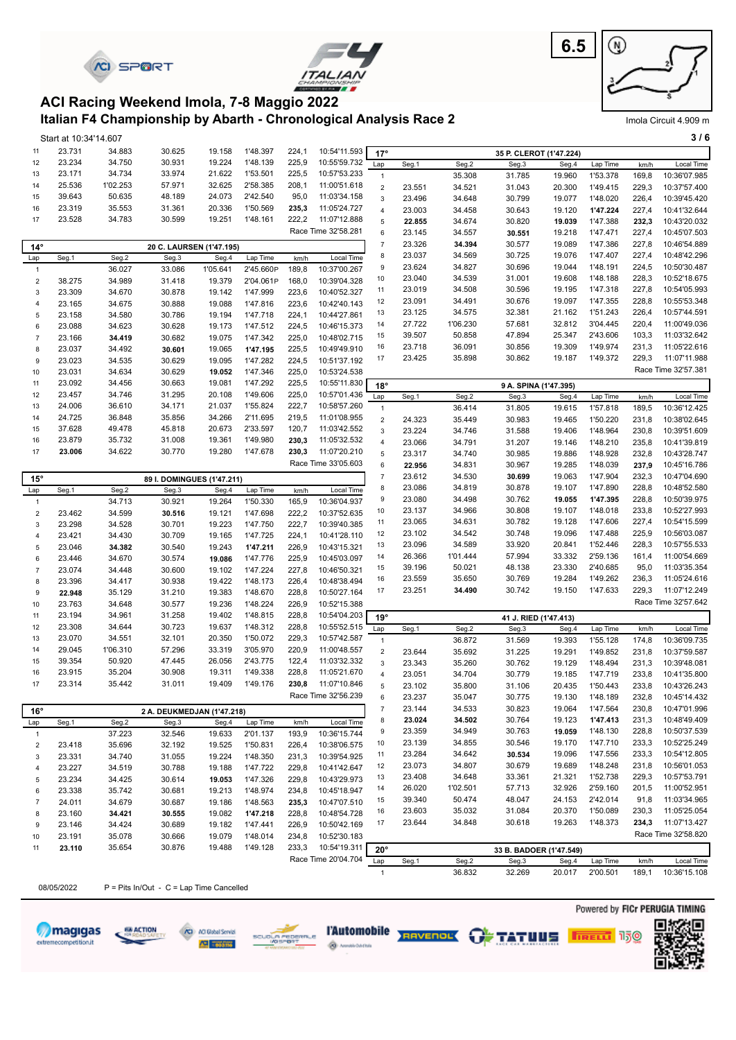# ACI Racing Weekend Imola, 7-8 Maggio 2022

## Italian F4 Championship by Abarth - Chronological Analysis Race 2

6.5

Imola Circuit 4.909 m

Start at 10:34'14.607

| Lap | Seg.1 | Seg.2 | Seg.3 | Seg.4 | Lap Time | km/h | Local Time |
|---|---|---|---|---|---|---|---|
| 11 | 23.731 | 34.883 | 30.625 | 19.158 | 1'48.397 | 224,1 | 10:54'11.593 |
| 12 | 23.234 | 34.750 | 30.931 | 19.224 | 1'48.139 | 225,9 | 10:55'59.732 |
| 13 | 23.171 | 34.734 | 33.974 | 21.622 | 1'53.501 | 225,5 | 10:57'53.233 |
| 14 | 25.536 | 1'02.253 | 57.971 | 32.625 | 2'58.385 | 208,1 | 11:00'51.618 |
| 15 | 39.643 | 50.635 | 48.189 | 24.073 | 2'42.540 | 95,0 | 11:03'34.158 |
| 16 | 23.319 | 35.553 | 31.361 | 20.336 | 1'50.569 | 235,3 | 11:05'24.727 |
| 17 | 23.528 | 34.783 | 30.599 | 19.251 | 1'48.161 | 222,2 | 11:07'12.888 |

Race Time 32'58.281

### 14° — 20 C. LAURSEN (1'47.195)

| Lap | Seg.1 | Seg.2 | Seg.3 | Seg.4 | Lap Time | km/h | Local Time |
|---|---|---|---|---|---|---|---|
| 1 | | 36.027 | 33.086 | 1'05.641 | 2'45.660P | 189,8 | 10:37'00.267 |
| 2 | 38.275 | 34.989 | 31.418 | 19.379 | 2'04.061P | 168,0 | 10:39'04.328 |
| 3 | 23.309 | 34.670 | 30.878 | 19.142 | 1'47.999 | 223,6 | 10:40'52.327 |
| 4 | 23.165 | 34.675 | 30.888 | 19.088 | 1'47.816 | 223,6 | 10:42'40.143 |
| 5 | 23.158 | 34.580 | 30.786 | 19.194 | 1'47.718 | 224,1 | 10:44'27.861 |
| 6 | 23.088 | 34.623 | 30.628 | 19.173 | 1'47.512 | 224,5 | 10:46'15.373 |
| 7 | 23.166 | **34.419** | 30.682 | 19.075 | 1'47.342 | 225,0 | 10:48'02.715 |
| 8 | 23.037 | 34.492 | **30.601** | 19.065 | **1'47.195** | 225,5 | 10:49'49.910 |
| 9 | 23.023 | 34.535 | 30.629 | 19.095 | 1'47.282 | 224,5 | 10:51'37.192 |
| 10 | 23.031 | 34.634 | 30.629 | **19.052** | 1'47.346 | 225,0 | 10:53'24.538 |
| 11 | 23.092 | 34.456 | 30.663 | 19.081 | 1'47.292 | 225,5 | 10:55'11.830 |
| 12 | 23.457 | 34.746 | 31.295 | 20.108 | 1'49.606 | 225,0 | 10:57'01.436 |
| 13 | 24.006 | 36.610 | 34.171 | 21.037 | 1'55.824 | 222,7 | 10:58'57.260 |
| 14 | 24.725 | 36.848 | 35.856 | 34.266 | 2'11.695 | 219,5 | 11:01'08.955 |
| 15 | 37.628 | 49.478 | 45.818 | 20.673 | 2'33.597 | 120,7 | 11:03'42.552 |
| 16 | 23.879 | 35.732 | 31.008 | 19.361 | 1'49.980 | **230,3** | 11:05'32.532 |
| 17 | **23.006** | 34.622 | 30.770 | 19.280 | 1'47.678 | **230,3** | 11:07'20.210 |

Race Time 33'05.603

### 15° — 89 I. DOMINGUES (1'47.211)

| Lap | Seg.1 | Seg.2 | Seg.3 | Seg.4 | Lap Time | km/h | Local Time |
|---|---|---|---|---|---|---|---|
| 1 | | 34.713 | 30.921 | 19.264 | 1'50.330 | 165,9 | 10:36'04.937 |
| 2 | 23.462 | 34.599 | **30.516** | 19.121 | 1'47.698 | 222,2 | 10:37'52.635 |
| 3 | 23.298 | 34.528 | 30.701 | 19.223 | 1'47.750 | 222,7 | 10:39'40.385 |
| 4 | 23.421 | 34.430 | 30.709 | 19.165 | 1'47.725 | 224,1 | 10:41'28.110 |
| 5 | 23.046 | **34.382** | 30.540 | 19.243 | **1'47.211** | 226,9 | 10:43'15.321 |
| 6 | 23.446 | 34.670 | 30.574 | **19.086** | 1'47.776 | 225,9 | 10:45'03.097 |
| 7 | 23.074 | 34.448 | 30.600 | 19.102 | 1'47.224 | 227,8 | 10:46'50.321 |
| 8 | 23.396 | 34.417 | 30.938 | 19.422 | 1'48.173 | 226,4 | 10:48'38.494 |
| 9 | **22.948** | 35.129 | 31.210 | 19.383 | 1'48.670 | 228,8 | 10:50'27.164 |
| 10 | 23.763 | 34.648 | 30.577 | 19.236 | 1'48.224 | 226,9 | 10:52'15.388 |
| 11 | 23.194 | 34.961 | 31.258 | 19.402 | 1'48.815 | 228,8 | 10:54'04.203 |
| 12 | 23.308 | 34.644 | 30.723 | 19.637 | 1'48.312 | 228,8 | 10:55'52.515 |
| 13 | 23.070 | 34.551 | 32.101 | 20.350 | 1'50.072 | 229,3 | 10:57'42.587 |
| 14 | 29.045 | 1'06.310 | 57.296 | 33.319 | 3'05.970 | 220,9 | 11:00'48.557 |
| 15 | 39.354 | 50.920 | 47.445 | 26.056 | 2'43.775 | 122,4 | 11:03'32.332 |
| 16 | 23.915 | 35.204 | 30.908 | 19.311 | 1'49.338 | 228,8 | 11:05'21.670 |
| 17 | 23.314 | 35.442 | 31.011 | 19.409 | 1'49.176 | **230,8** | 11:07'10.846 |

Race Time 32'56.239

### 16° — 2 A. DEUKMEDJAN (1'47.218)

| Lap | Seg.1 | Seg.2 | Seg.3 | Seg.4 | Lap Time | km/h | Local Time |
|---|---|---|---|---|---|---|---|
| 1 | | 37.223 | 32.546 | 19.633 | 2'01.137 | 193,9 | 10:36'15.744 |
| 2 | 23.418 | 35.696 | 32.192 | 19.525 | 1'50.831 | 226,4 | 10:38'06.575 |
| 3 | 23.331 | 34.740 | 31.055 | 19.224 | 1'48.350 | 231,3 | 10:39'54.925 |
| 4 | 23.227 | 34.519 | 30.788 | 19.188 | 1'47.722 | 229,8 | 10:41'42.647 |
| 5 | 23.234 | 34.425 | 30.614 | **19.053** | 1'47.326 | 229,8 | 10:43'29.973 |
| 6 | 23.338 | 35.742 | 30.681 | 19.213 | 1'48.974 | 234,8 | 10:45'18.947 |
| 7 | 24.011 | 34.679 | 30.687 | 19.186 | 1'48.563 | **235,3** | 10:47'07.510 |
| 8 | 23.160 | **34.421** | **30.555** | 19.082 | **1'47.218** | 228,8 | 10:48'54.728 |
| 9 | 23.146 | 34.424 | 30.689 | 19.182 | 1'47.441 | 226,9 | 10:50'42.169 |
| 10 | 23.191 | 35.078 | 30.666 | 19.079 | 1'48.014 | 234,8 | 10:52'30.183 |
| 11 | **23.110** | 35.654 | 30.876 | 19.488 | 1'49.128 | 233,3 | 10:54'19.311 |

Race Time 20'04.704

### 17° — 35 P. CLEROT (1'47.224)

| Lap | Seg.1 | Seg.2 | Seg.3 | Seg.4 | Lap Time | km/h | Local Time |
|---|---|---|---|---|---|---|---|
| 1 | | 35.308 | 31.785 | 19.960 | 1'53.378 | 169,8 | 10:36'07.985 |
| 2 | 23.551 | 34.521 | 31.043 | 20.300 | 1'49.415 | 229,3 | 10:37'57.400 |
| 3 | 23.496 | 34.648 | 30.799 | 19.077 | 1'48.020 | 226,4 | 10:39'45.420 |
| 4 | 23.003 | 34.458 | 30.643 | 19.120 | **1'47.224** | 227,4 | 10:41'32.644 |
| 5 | **22.855** | 34.674 | 30.820 | **19.039** | 1'47.388 | **232,3** | 10:43'20.032 |
| 6 | 23.145 | 34.557 | **30.551** | 19.218 | 1'47.471 | 227,4 | 10:45'07.503 |
| 7 | 23.326 | **34.394** | 30.577 | 19.089 | 1'47.386 | 227,8 | 10:46'54.889 |
| 8 | 23.037 | 34.569 | 30.725 | 19.076 | 1'47.407 | 227,4 | 10:48'42.296 |
| 9 | 23.624 | 34.827 | 30.696 | 19.044 | 1'48.191 | 224,5 | 10:50'30.487 |
| 10 | 23.040 | 34.539 | 31.001 | 19.608 | 1'48.188 | 228,3 | 10:52'18.675 |
| 11 | 23.019 | 34.508 | 30.596 | 19.195 | 1'47.318 | 227,8 | 10:54'05.993 |
| 12 | 23.091 | 34.491 | 30.676 | 19.097 | 1'47.355 | 228,8 | 10:55'53.348 |
| 13 | 23.125 | 34.575 | 32.381 | 21.162 | 1'51.243 | 226,4 | 10:57'44.591 |
| 14 | 27.722 | 1'06.230 | 57.681 | 32.812 | 3'04.445 | 220,4 | 11:00'49.036 |
| 15 | 39.507 | 50.858 | 47.894 | 25.347 | 2'43.606 | 103,3 | 11:03'32.642 |
| 16 | 23.718 | 36.091 | 30.856 | 19.309 | 1'49.974 | 231,3 | 11:05'22.616 |
| 17 | 23.425 | 35.898 | 30.862 | 19.187 | 1'49.372 | 229,3 | 11:07'11.988 |

Race Time 32'57.381

### 18° — 9 A. SPINA (1'47.395)

| Lap | Seg.1 | Seg.2 | Seg.3 | Seg.4 | Lap Time | km/h | Local Time |
|---|---|---|---|---|---|---|---|
| 1 | | 36.414 | 31.805 | 19.615 | 1'57.818 | 189,5 | 10:36'12.425 |
| 2 | 24.323 | 35.449 | 30.983 | 19.465 | 1'50.220 | 231,8 | 10:38'02.645 |
| 3 | 23.224 | 34.746 | 31.588 | 19.406 | 1'48.964 | 230,8 | 10:39'51.609 |
| 4 | 23.066 | 34.791 | 31.207 | 19.146 | 1'48.210 | 235,8 | 10:41'39.819 |
| 5 | 23.317 | 34.740 | 30.985 | 19.886 | 1'48.928 | 232,8 | 10:43'28.747 |
| 6 | **22.956** | 34.831 | 30.967 | 19.285 | 1'48.039 | **237,9** | 10:45'16.786 |
| 7 | 23.612 | 34.530 | **30.699** | 19.063 | 1'47.904 | 232,3 | 10:47'04.690 |
| 8 | 23.086 | 34.819 | 30.878 | 19.107 | 1'47.890 | 228,8 | 10:48'52.580 |
| 9 | 23.080 | 34.498 | 30.762 | **19.055** | **1'47.395** | 228,8 | 10:50'39.975 |
| 10 | 23.137 | 34.966 | 30.808 | 19.107 | 1'48.018 | 233,8 | 10:52'27.993 |
| 11 | 23.065 | 34.631 | 30.782 | 19.128 | 1'47.606 | 227,4 | 10:54'15.599 |
| 12 | 23.102 | 34.542 | 30.748 | 19.096 | 1'47.488 | 225,9 | 10:56'03.087 |
| 13 | 23.096 | 34.589 | 33.920 | 20.841 | 1'52.446 | 228,3 | 10:57'55.533 |
| 14 | 26.366 | 1'01.444 | 57.994 | 33.332 | 2'59.136 | 161,4 | 11:00'54.669 |
| 15 | 39.196 | 50.021 | 48.138 | 23.330 | 2'40.685 | 95,0 | 11:03'35.354 |
| 16 | 23.559 | 35.650 | 30.769 | 19.284 | 1'49.262 | 236,3 | 11:05'24.616 |
| 17 | 23.251 | **34.490** | 30.742 | 19.150 | 1'47.633 | 229,3 | 11:07'12.249 |

Race Time 32'57.642

### 19° — 41 J. RIED (1'47.413)

| Lap | Seg.1 | Seg.2 | Seg.3 | Seg.4 | Lap Time | km/h | Local Time |
|---|---|---|---|---|---|---|---|
| 1 | | 36.872 | 31.569 | 19.393 | 1'55.128 | 174,8 | 10:36'09.735 |
| 2 | 23.644 | 35.692 | 31.225 | 19.291 | 1'49.852 | 231,8 | 10:37'59.587 |
| 3 | 23.343 | 35.260 | 30.762 | 19.129 | 1'48.494 | 231,3 | 10:39'48.081 |
| 4 | 23.051 | 34.704 | 30.779 | 19.185 | 1'47.719 | 233,8 | 10:41'35.800 |
| 5 | 23.102 | 35.800 | 31.106 | 20.435 | 1'50.443 | 233,8 | 10:43'26.243 |
| 6 | 23.237 | 35.047 | 30.775 | 19.130 | 1'48.189 | 232,8 | 10:45'14.432 |
| 7 | 23.144 | 34.533 | 30.823 | 19.064 | 1'47.564 | 230,8 | 10:47'01.996 |
| 8 | **23.024** | **34.502** | 30.764 | 19.123 | **1'47.413** | 231,3 | 10:48'49.409 |
| 9 | 23.359 | 34.949 | 30.763 | **19.059** | 1'48.130 | 228,8 | 10:50'37.539 |
| 10 | 23.139 | 34.855 | 30.546 | 19.170 | 1'47.710 | 233,3 | 10:52'25.249 |
| 11 | 23.284 | 34.642 | **30.534** | 19.096 | 1'47.556 | 233,3 | 10:54'12.805 |
| 12 | 23.073 | 34.807 | 30.679 | 19.689 | 1'48.248 | 231,8 | 10:56'01.053 |
| 13 | 23.408 | 34.648 | 33.361 | 21.321 | 1'52.738 | 229,3 | 10:57'53.791 |
| 14 | 26.020 | 1'02.501 | 57.713 | 32.926 | 2'59.160 | 201,5 | 11:00'52.951 |
| 15 | 39.340 | 50.474 | 48.047 | 24.153 | 2'42.014 | 91,8 | 11:03'34.965 |
| 16 | 23.603 | 35.032 | 31.084 | 20.370 | 1'50.089 | 230,3 | 11:05'25.054 |
| 17 | 23.644 | 34.848 | 30.618 | 19.263 | 1'48.373 | **234,3** | 11:07'13.427 |

Race Time 32'58.820

### 20° — 33 B. BADOER (1'47.549)

| Lap | Seg.1 | Seg.2 | Seg.3 | Seg.4 | Lap Time | km/h | Local Time |
|---|---|---|---|---|---|---|---|
| 1 | | 36.832 | 32.269 | 20.017 | 2'00.501 | 189,1 | 10:36'15.108 |

08/05/2022 P = Pits In/Out - C = Lap Time Cancelled

Powered by FICr PERUGIA TIMING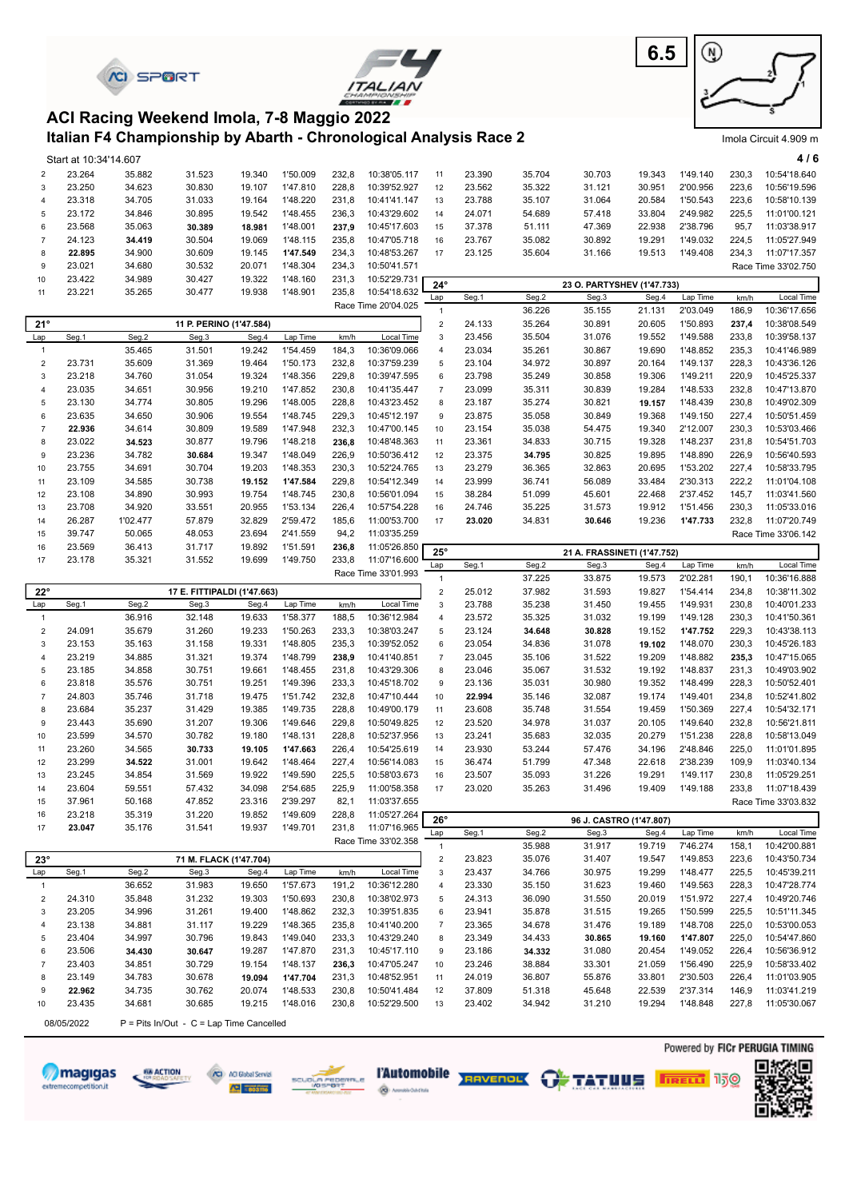# ACI Racing Weekend Imola, 7-8 Maggio 2022

## Italian F4 Championship by Abarth - Chronological Analysis Race 2

Imola Circuit 4.909 m

Start at 10:34'14.607

(continued)

| Lap | Seg.1 | Seg.2 | Seg.3 | Seg.4 | Lap Time | km/h | Local Time |
|---|---|---|---|---|---|---|---|
| 2 | 23.264 | 35.882 | 31.523 | 19.340 | 1'50.009 | 232,8 | 10:38'05.117 |
| 3 | 23.250 | 34.623 | 30.830 | 19.107 | 1'47.810 | 228,8 | 10:39'52.927 |
| 4 | 23.318 | 34.705 | 31.033 | 19.164 | 1'48.220 | 231,8 | 10:41'41.147 |
| 5 | 23.172 | 34.846 | 30.895 | 19.542 | 1'48.455 | 236,3 | 10:43'29.602 |
| 6 | 23.568 | 35.063 | **30.389** | **18.981** | 1'48.001 | **237,9** | 10:45'17.603 |
| 7 | 24.123 | **34.419** | 30.504 | 19.069 | 1'48.115 | 235,8 | 10:47'05.718 |
| 8 | **22.895** | 34.900 | 30.609 | 19.145 | **1'47.549** | 234,3 | 10:48'53.267 |
| 9 | 23.021 | 34.680 | 30.532 | 20.071 | 1'48.304 | 234,3 | 10:50'41.571 |
| 10 | 23.422 | 34.989 | 30.427 | 19.322 | 1'48.160 | 231,3 | 10:52'29.731 |
| 11 | 23.221 | 35.265 | 30.477 | 19.938 | 1'48.901 | 235,8 | 10:54'18.632 |

Race Time 20'04.025

### 21° — 11 P. PERINO (1'47.584)

| Lap | Seg.1 | Seg.2 | Seg.3 | Seg.4 | Lap Time | km/h | Local Time |
|---|---|---|---|---|---|---|---|
| 1 | | 35.465 | 31.501 | 19.242 | 1'54.459 | 184,3 | 10:36'09.066 |
| 2 | 23.731 | 35.609 | 31.369 | 19.464 | 1'50.173 | 232,8 | 10:37'59.239 |
| 3 | 23.218 | 34.760 | 31.054 | 19.324 | 1'48.356 | 229,8 | 10:39'47.595 |
| 4 | 23.035 | 34.651 | 30.956 | 19.210 | 1'47.852 | 230,8 | 10:41'35.447 |
| 5 | 23.130 | 34.774 | 30.805 | 19.296 | 1'48.005 | 228,8 | 10:43'23.452 |
| 6 | 23.635 | 34.650 | 30.906 | 19.554 | 1'48.745 | 229,3 | 10:45'12.197 |
| 7 | **22.936** | 34.614 | 30.809 | 19.589 | 1'47.948 | 232,3 | 10:47'00.145 |
| 8 | 23.022 | **34.523** | 30.877 | 19.796 | 1'48.218 | **236,8** | 10:48'48.363 |
| 9 | 23.236 | 34.782 | **30.684** | 19.347 | 1'48.049 | 226,9 | 10:50'36.412 |
| 10 | 23.755 | 34.691 | 30.704 | 19.203 | 1'48.353 | 230,3 | 10:52'24.765 |
| 11 | 23.109 | 34.585 | 30.738 | **19.152** | **1'47.584** | 229,8 | 10:54'12.349 |
| 12 | 23.108 | 34.890 | 30.993 | 19.754 | 1'48.745 | 230,8 | 10:56'01.094 |
| 13 | 23.708 | 34.920 | 33.551 | 20.955 | 1'53.134 | 226,4 | 10:57'54.228 |
| 14 | 26.287 | 1'02.477 | 57.879 | 32.829 | 2'59.472 | 185,6 | 11:00'53.700 |
| 15 | 39.747 | 50.065 | 48.053 | 23.694 | 2'41.559 | 94,2 | 11:03'35.259 |
| 16 | 23.569 | 36.413 | 31.717 | 19.892 | 1'51.591 | 236,8 | 11:05'26.850 |
| 17 | 23.178 | 35.321 | 31.552 | 19.699 | 1'49.750 | 233,8 | 11:07'16.600 |

Race Time 33'01.993

### 22° — 17 E. FITTIPALDI (1'47.663)

| Lap | Seg.1 | Seg.2 | Seg.3 | Seg.4 | Lap Time | km/h | Local Time |
|---|---|---|---|---|---|---|---|
| 1 | | 36.916 | 32.148 | 19.633 | 1'58.377 | 188,5 | 10:36'12.984 |
| 2 | 24.091 | 35.679 | 31.260 | 19.233 | 1'50.263 | 233,3 | 10:38'03.247 |
| 3 | 23.153 | 35.163 | 31.158 | 19.331 | 1'48.805 | 235,3 | 10:39'52.052 |
| 4 | 23.219 | 34.885 | 31.321 | 19.374 | 1'48.799 | **238,9** | 10:41'40.851 |
| 5 | 23.185 | 34.858 | 30.751 | 19.661 | 1'48.455 | 231,8 | 10:43'29.306 |
| 6 | 23.818 | 35.576 | 30.751 | 19.251 | 1'49.396 | 233,3 | 10:45'18.702 |
| 7 | 24.803 | 35.746 | 31.718 | 19.475 | 1'51.742 | 232,8 | 10:47'10.444 |
| 8 | 23.684 | 35.237 | 31.429 | 19.385 | 1'49.735 | 228,8 | 10:49'00.179 |
| 9 | 23.443 | 35.690 | 31.207 | 19.306 | 1'49.646 | 229,8 | 10:50'49.825 |
| 10 | 23.599 | 34.570 | 30.782 | 19.180 | 1'48.131 | 228,8 | 10:52'37.956 |
| 11 | 23.260 | 34.565 | **30.733** | **19.105** | **1'47.663** | 226,4 | 10:54'25.619 |
| 12 | 23.299 | **34.522** | 31.001 | 19.642 | 1'48.464 | 227,4 | 10:56'14.083 |
| 13 | 23.245 | 34.854 | 31.569 | 19.922 | 1'49.590 | 225,5 | 10:58'03.673 |
| 14 | 23.604 | 59.551 | 57.432 | 34.098 | 2'54.685 | 225,9 | 11:00'58.358 |
| 15 | 37.961 | 50.168 | 47.852 | 23.316 | 2'39.297 | 82,1 | 11:03'37.655 |
| 16 | 23.218 | 35.319 | 31.220 | 19.852 | 1'49.609 | 228,8 | 11:05'27.264 |
| 17 | **23.047** | 35.176 | 31.541 | 19.937 | 1'49.701 | 231,8 | 11:07'16.965 |

Race Time 33'02.358

### 23° — 71 M. FLACK (1'47.704)

| Lap | Seg.1 | Seg.2 | Seg.3 | Seg.4 | Lap Time | km/h | Local Time |
|---|---|---|---|---|---|---|---|
| 1 | | 36.652 | 31.983 | 19.650 | 1'57.673 | 191,2 | 10:36'12.280 |
| 2 | 24.310 | 35.848 | 31.232 | 19.303 | 1'50.693 | 230,8 | 10:38'02.973 |
| 3 | 23.205 | 34.996 | 31.261 | 19.400 | 1'48.862 | 232,3 | 10:39'51.835 |
| 4 | 23.138 | 34.881 | 31.117 | 19.229 | 1'48.365 | 235,8 | 10:41'40.200 |
| 5 | 23.404 | 34.997 | 30.796 | 19.843 | 1'49.040 | 233,3 | 10:43'29.240 |
| 6 | 23.506 | **34.430** | **30.647** | 19.287 | 1'47.870 | 231,3 | 10:45'17.110 |
| 7 | 23.403 | 34.851 | 30.729 | 19.154 | 1'48.137 | **236,3** | 10:47'05.247 |
| 8 | 23.149 | 34.783 | 30.678 | **19.094** | **1'47.704** | 231,3 | 10:48'52.951 |
| 9 | **22.962** | 34.735 | 30.762 | 20.074 | 1'48.533 | 230,8 | 10:50'41.484 |
| 10 | 23.435 | 34.681 | 30.685 | 19.215 | 1'48.016 | 230,8 | 10:52'29.500 |
| 11 | 23.390 | 35.704 | 30.703 | 19.343 | 1'49.140 | 230,3 | 10:54'18.640 |
| 12 | 23.562 | 35.322 | 31.121 | 30.951 | 2'00.956 | 223,6 | 10:56'19.596 |
| 13 | 23.788 | 35.107 | 31.064 | 20.584 | 1'50.543 | 223,6 | 10:58'10.139 |
| 14 | 24.071 | 54.689 | 57.418 | 33.804 | 2'49.982 | 225,5 | 11:01'00.121 |
| 15 | 37.378 | 51.111 | 47.369 | 22.938 | 2'38.796 | 95,7 | 11:03'38.917 |
| 16 | 23.767 | 35.082 | 30.892 | 19.291 | 1'49.032 | 224,5 | 11:05'27.949 |
| 17 | 23.125 | 35.604 | 31.166 | 19.513 | 1'49.408 | 234,3 | 11:07'17.357 |

Race Time 33'02.750

### 24° — 23 O. PARTYSHEV (1'47.733)

| Lap | Seg.1 | Seg.2 | Seg.3 | Seg.4 | Lap Time | km/h | Local Time |
|---|---|---|---|---|---|---|---|
| 1 | | 36.226 | 35.155 | 21.131 | 2'03.049 | 186,9 | 10:36'17.656 |
| 2 | 24.133 | 35.264 | 30.891 | 20.605 | 1'50.893 | **237,4** | 10:38'08.549 |
| 3 | 23.456 | 35.504 | 31.076 | 19.552 | 1'49.588 | 233,8 | 10:39'58.137 |
| 4 | 23.034 | 35.261 | 30.867 | 19.690 | 1'48.852 | 235,3 | 10:41'46.989 |
| 5 | 23.104 | 34.972 | 30.897 | 20.164 | 1'49.137 | 228,3 | 10:43'36.126 |
| 6 | 23.798 | 35.249 | 30.858 | 19.306 | 1'49.211 | 220,9 | 10:45'25.337 |
| 7 | 23.099 | 35.311 | 30.839 | 19.284 | 1'48.533 | 232,8 | 10:47'13.870 |
| 8 | 23.187 | 35.274 | 30.821 | **19.157** | 1'48.439 | 230,8 | 10:49'02.309 |
| 9 | 23.875 | 35.058 | 30.849 | 19.368 | 1'49.150 | 227,4 | 10:50'51.459 |
| 10 | 23.154 | 35.038 | 54.475 | 19.340 | 2'12.007 | 230,3 | 10:53'03.466 |
| 11 | 23.361 | 34.833 | 30.715 | 19.328 | 1'48.237 | 231,8 | 10:54'51.703 |
| 12 | 23.375 | **34.795** | 30.825 | 19.895 | 1'48.890 | 226,9 | 10:56'40.593 |
| 13 | 23.279 | 36.365 | 32.863 | 20.695 | 1'53.202 | 227,4 | 10:58'33.795 |
| 14 | 23.999 | 36.741 | 56.089 | 33.484 | 2'30.313 | 222,2 | 11:01'04.108 |
| 15 | 38.284 | 51.099 | 45.601 | 22.468 | 2'37.452 | 145,7 | 11:03'41.560 |
| 16 | 24.746 | 35.225 | 31.573 | 19.912 | 1'51.456 | 230,3 | 11:05'33.016 |
| 17 | **23.020** | 34.831 | **30.646** | 19.236 | **1'47.733** | 232,8 | 11:07'20.749 |

Race Time 33'06.142

### 25° — 21 A. FRASSINETI (1'47.752)

| Lap | Seg.1 | Seg.2 | Seg.3 | Seg.4 | Lap Time | km/h | Local Time |
|---|---|---|---|---|---|---|---|
| 1 | | 37.225 | 33.875 | 19.573 | 2'02.281 | 190,1 | 10:36'16.888 |
| 2 | 25.012 | 37.982 | 31.593 | 19.827 | 1'54.414 | 234,8 | 10:38'11.302 |
| 3 | 23.788 | 35.238 | 31.450 | 19.455 | 1'49.931 | 230,8 | 10:40'01.233 |
| 4 | 23.572 | 35.325 | 31.032 | 19.199 | 1'49.128 | 230,3 | 10:41'50.361 |
| 5 | 23.124 | **34.648** | **30.828** | 19.152 | **1'47.752** | 229,3 | 10:43'38.113 |
| 6 | 23.054 | 34.836 | 31.078 | **19.102** | 1'48.070 | 230,3 | 10:45'26.183 |
| 7 | 23.045 | 35.106 | 31.522 | 19.209 | 1'48.882 | **235,3** | 10:47'15.065 |
| 8 | 23.046 | 35.067 | 31.532 | 19.192 | 1'48.837 | 231,3 | 10:49'03.902 |
| 9 | 23.136 | 35.031 | 30.980 | 19.352 | 1'48.499 | 228,3 | 10:50'52.401 |
| 10 | **22.994** | 35.146 | 32.087 | 19.174 | 1'49.401 | 234,8 | 10:52'41.802 |
| 11 | 23.608 | 35.748 | 31.554 | 19.459 | 1'50.369 | 227,4 | 10:54'32.171 |
| 12 | 23.520 | 34.978 | 31.037 | 20.105 | 1'49.640 | 232,8 | 10:56'21.811 |
| 13 | 23.241 | 35.683 | 32.035 | 20.279 | 1'51.238 | 228,8 | 10:58'13.049 |
| 14 | 23.930 | 53.244 | 57.476 | 34.196 | 2'48.846 | 225,0 | 11:01'01.895 |
| 15 | 36.474 | 51.799 | 47.348 | 22.618 | 2'38.239 | 109,9 | 11:03'40.134 |
| 16 | 23.507 | 35.093 | 31.226 | 19.291 | 1'49.117 | 230,8 | 11:05'29.251 |
| 17 | 23.020 | 35.263 | 31.496 | 19.409 | 1'49.188 | 233,8 | 11:07'18.439 |

Race Time 33'03.832

### 26° — 96 J. CASTRO (1'47.807)

| Lap | Seg.1 | Seg.2 | Seg.3 | Seg.4 | Lap Time | km/h | Local Time |
|---|---|---|---|---|---|---|---|
| 1 | | 35.988 | 31.917 | 19.719 | 7'46.274 | 158,1 | 10:42'00.881 |
| 2 | 23.823 | 35.076 | 31.407 | 19.547 | 1'49.853 | 223,6 | 10:43'50.734 |
| 3 | 23.437 | 34.766 | 30.975 | 19.299 | 1'48.477 | 225,5 | 10:45'39.211 |
| 4 | 23.330 | 35.150 | 31.623 | 19.460 | 1'49.563 | 228,3 | 10:47'28.774 |
| 5 | 24.313 | 36.090 | 31.550 | 20.019 | 1'51.972 | 227,4 | 10:49'20.746 |
| 6 | 23.941 | 35.878 | 31.515 | 19.265 | 1'50.599 | 225,5 | 10:51'11.345 |
| 7 | 23.365 | 34.678 | 31.476 | 19.189 | 1'48.708 | 225,0 | 10:53'00.053 |
| 8 | 23.349 | 34.433 | **30.865** | **19.160** | **1'47.807** | 225,0 | 10:54'47.860 |
| 9 | 23.186 | **34.332** | 31.080 | 20.454 | 1'49.052 | 226,4 | 10:56'36.912 |
| 10 | 23.246 | 38.884 | 33.301 | 21.059 | 1'56.490 | 225,9 | 10:58'33.402 |
| 11 | 24.019 | 36.807 | 55.876 | 33.801 | 2'30.503 | 226,4 | 11:01'03.905 |
| 12 | 37.809 | 51.318 | 45.648 | 22.539 | 2'37.314 | 146,9 | 11:03'41.219 |
| 13 | 23.402 | 34.942 | 31.210 | 19.294 | 1'48.848 | 227,8 | 11:05'30.067 |

08/05/2022 — P = Pits In/Out - C = Lap Time Cancelled

Powered by FICr PERUGIA TIMING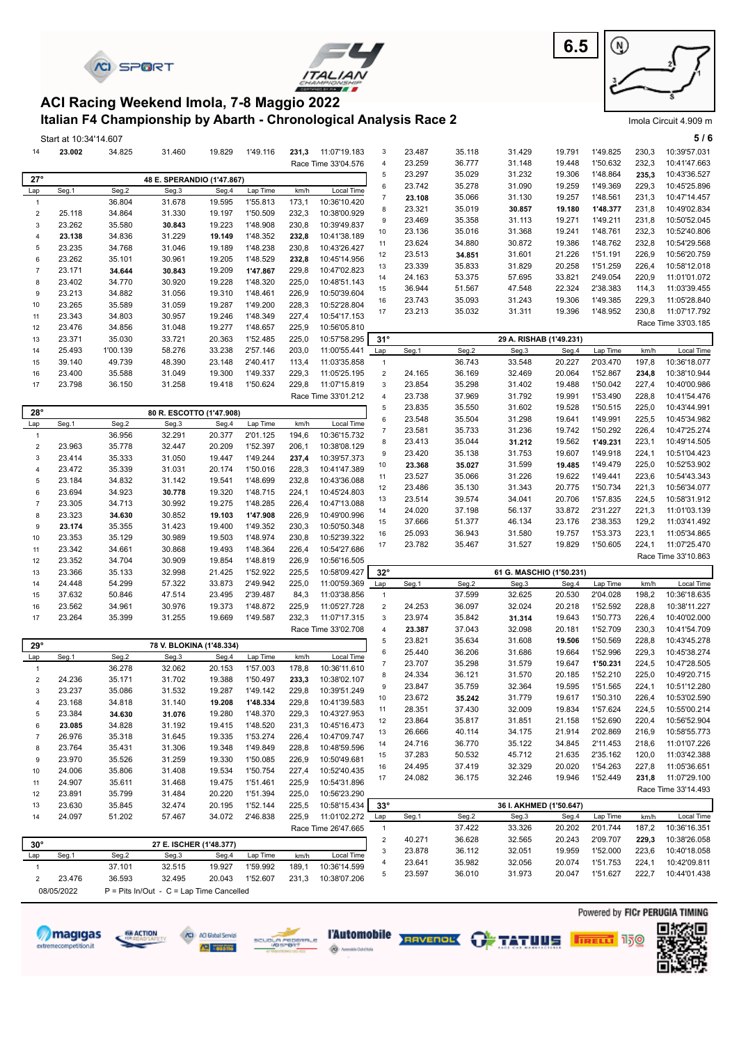# ACI Racing Weekend Imola, 7-8 Maggio 2022

## Italian F4 Championship by Abarth - Chronological Analysis Race 2

6.5

Imola Circuit 4.909 m

Start at 10:34'14.607

| Lap | Seg.1 | Seg.2 | Seg.3 | Seg.4 | Lap Time | km/h | Local Time |
|---|---|---|---|---|---|---|---|
| 14 | **23.002** | 34.825 | 31.460 | 19.829 | 1'49.116 | **231,3** | 11:07'19.183 |
| | | | | | | Race Time | 33'04.576 |

| 27° | | 48 E. SPERANDIO (1'47.867) | | | | | |
|---|---|---|---|---|---|---|---|
| Lap | Seg.1 | Seg.2 | Seg.3 | Seg.4 | Lap Time | km/h | Local Time |
| 1 | | 36.804 | 31.678 | 19.595 | 1'55.813 | 173,1 | 10:36'10.420 |
| 2 | 25.118 | 34.864 | 31.330 | 19.197 | 1'50.509 | 232,3 | 10:38'00.929 |
| 3 | 23.262 | 35.580 | **30.843** | 19.223 | 1'48.908 | 230,8 | 10:39'49.837 |
| 4 | **23.138** | 34.836 | 31.229 | **19.149** | 1'48.352 | **232,8** | 10:41'38.189 |
| 5 | 23.235 | 34.768 | 31.046 | 19.189 | 1'48.238 | 230,8 | 10:43'26.427 |
| 6 | 23.262 | 35.101 | 30.961 | 19.205 | 1'48.529 | **232,8** | 10:45'14.956 |
| 7 | 23.171 | **34.644** | **30.843** | 19.209 | **1'47.867** | 229,8 | 10:47'02.823 |
| 8 | 23.402 | 34.770 | 30.920 | 19.228 | 1'48.320 | 225,0 | 10:48'51.143 |
| 9 | 23.213 | 34.882 | 31.056 | 19.310 | 1'48.461 | 226,9 | 10:50'39.604 |
| 10 | 23.265 | 35.589 | 31.059 | 19.287 | 1'49.200 | 228,3 | 10:52'28.804 |
| 11 | 23.343 | 34.803 | 30.957 | 19.246 | 1'48.349 | 227,4 | 10:54'17.153 |
| 12 | 23.476 | 34.856 | 31.048 | 19.277 | 1'48.657 | 225,9 | 10:56'05.810 |
| 13 | 23.371 | 35.030 | 33.721 | 20.363 | 1'52.485 | 225,0 | 10:57'58.295 |
| 14 | 25.493 | 1'00.139 | 58.276 | 33.238 | 2'57.146 | 203,0 | 11:00'55.441 |
| 15 | 39.140 | 49.739 | 48.390 | 23.148 | 2'40.417 | 113,4 | 11:03'35.858 |
| 16 | 23.400 | 35.588 | 31.049 | 19.300 | 1'49.337 | 229,3 | 11:05'25.195 |
| 17 | 23.798 | 36.150 | 31.258 | 19.418 | 1'50.624 | 229,8 | 11:07'15.819 |
| | | | | | | Race Time | 33'01.212 |

| 28° | | 80 R. ESCOTTO (1'47.908) | | | | | |
|---|---|---|---|---|---|---|---|
| Lap | Seg.1 | Seg.2 | Seg.3 | Seg.4 | Lap Time | km/h | Local Time |
| 1 | | 36.956 | 32.291 | 20.377 | 2'01.125 | 194,6 | 10:36'15.732 |
| 2 | 23.963 | 35.778 | 32.447 | 20.209 | 1'52.397 | 206,1 | 10:38'08.129 |
| 3 | 23.414 | 35.333 | 31.050 | 19.447 | 1'49.244 | **237,4** | 10:39'57.373 |
| 4 | 23.472 | 35.339 | 31.031 | 20.174 | 1'50.016 | 228,3 | 10:41'47.389 |
| 5 | 23.184 | 34.832 | 31.142 | 19.541 | 1'48.699 | 232,8 | 10:43'36.088 |
| 6 | 23.694 | 34.923 | **30.778** | 19.320 | 1'48.715 | 224,1 | 10:45'24.803 |
| 7 | 23.305 | 34.713 | 30.992 | 19.275 | 1'48.285 | 226,4 | 10:47'13.088 |
| 8 | 23.323 | **34.630** | 30.852 | **19.103** | **1'47.908** | 226,9 | 10:49'00.996 |
| 9 | **23.174** | 35.355 | 31.423 | 19.400 | 1'49.352 | 230,3 | 10:50'50.348 |
| 10 | 23.353 | 35.129 | 30.989 | 19.503 | 1'48.974 | 230,8 | 10:52'39.322 |
| 11 | 23.342 | 34.661 | 30.868 | 19.493 | 1'48.364 | 226,9 | 10:54'27.686 |
| 12 | 23.352 | 34.704 | 30.909 | 19.854 | 1'48.819 | 226,9 | 10:56'16.505 |
| 13 | 23.366 | 35.133 | 32.998 | 21.425 | 1'52.922 | 225,5 | 10:58'09.427 |
| 14 | 24.448 | 54.299 | 57.322 | 33.873 | 2'49.942 | 225,0 | 11:00'59.369 |
| 15 | 37.632 | 50.846 | 47.514 | 23.495 | 2'39.487 | 84,3 | 11:03'38.856 |
| 16 | 23.562 | 34.961 | 30.976 | 19.373 | 1'48.872 | 225,9 | 11:05'27.728 |
| 17 | 23.264 | 35.399 | 31.255 | 19.669 | 1'49.587 | 232,3 | 11:07'17.315 |
| | | | | | | Race Time | 33'02.708 |

| 29° | | 78 V. BLOKINA (1'48.334) | | | | | |
|---|---|---|---|---|---|---|---|
| Lap | Seg.1 | Seg.2 | Seg.3 | Seg.4 | Lap Time | km/h | Local Time |
| 1 | | 36.278 | 32.062 | 20.153 | 1'57.003 | 178,8 | 10:36'11.610 |
| 2 | 24.236 | 35.171 | 31.702 | 19.388 | 1'50.497 | **233,3** | 10:38'02.107 |
| 3 | 23.237 | 35.086 | 31.532 | 19.287 | 1'49.142 | 229,8 | 10:39'51.249 |
| 4 | 23.168 | 34.818 | 31.140 | **19.208** | **1'48.334** | 229,8 | 10:41'39.583 |
| 5 | 23.384 | **34.630** | **31.076** | 19.280 | 1'48.370 | 229,3 | 10:43'27.953 |
| 6 | **23.085** | 34.828 | 31.192 | 19.415 | 1'48.520 | 231,3 | 10:45'16.473 |
| 7 | 26.976 | 35.318 | 31.645 | 19.335 | 1'53.274 | 226,4 | 10:47'09.747 |
| 8 | 23.764 | 35.431 | 31.306 | 19.348 | 1'49.849 | 228,8 | 10:48'59.596 |
| 9 | 23.970 | 35.526 | 31.259 | 19.330 | 1'50.085 | 226,9 | 10:50'49.681 |
| 10 | 24.006 | 35.806 | 31.408 | 19.534 | 1'50.754 | 227,4 | 10:52'40.435 |
| 11 | 24.907 | 35.611 | 31.468 | 19.475 | 1'51.461 | 225,9 | 10:54'31.896 |
| 12 | 23.891 | 35.799 | 31.484 | 20.220 | 1'51.394 | 225,0 | 10:56'23.290 |
| 13 | 23.630 | 35.845 | 32.474 | 20.195 | 1'52.144 | 225,5 | 10:58'15.434 |
| 14 | 24.097 | 51.202 | 57.467 | 34.072 | 2'46.838 | 225,9 | 11:01'02.272 |
| | | | | | | Race Time | 26'47.665 |

| 30° | | 27 E. ISCHER (1'48.377) | | | | | |
|---|---|---|---|---|---|---|---|
| Lap | Seg.1 | Seg.2 | Seg.3 | Seg.4 | Lap Time | km/h | Local Time |
| 1 | | 37.101 | 32.515 | 19.927 | 1'59.992 | 189,1 | 10:36'14.599 |
| 2 | 23.476 | 36.593 | 32.495 | 20.043 | 1'52.607 | 231,3 | 10:38'07.206 |
| 3 | 23.487 | 35.118 | 31.429 | 19.791 | 1'49.825 | 230,3 | 10:39'57.031 |
| 4 | 23.259 | 36.777 | 31.148 | 19.448 | 1'50.632 | 232,3 | 10:41'47.663 |
| 5 | 23.297 | 35.029 | 31.232 | 19.306 | 1'48.864 | **235,3** | 10:43'36.527 |
| 6 | 23.742 | 35.278 | 31.090 | 19.259 | 1'49.369 | 229,3 | 10:45'25.896 |
| 7 | **23.108** | 35.066 | 31.130 | 19.257 | 1'48.561 | 231,3 | 10:47'14.457 |
| 8 | 23.321 | 35.019 | **30.857** | **19.180** | **1'48.377** | 231,8 | 10:49'02.834 |
| 9 | 23.469 | 35.358 | 31.113 | 19.271 | 1'49.211 | 231,8 | 10:50'52.045 |
| 10 | 23.136 | 35.016 | 31.368 | 19.241 | 1'48.761 | 232,3 | 10:52'40.806 |
| 11 | 23.624 | 34.880 | 30.872 | 19.386 | 1'48.762 | 232,8 | 10:54'29.568 |
| 12 | 23.513 | **34.851** | 31.601 | 21.226 | 1'51.191 | 226,9 | 10:56'20.759 |
| 13 | 23.339 | 35.833 | 31.829 | 20.258 | 1'51.259 | 226,4 | 10:58'12.018 |
| 14 | 24.163 | 53.375 | 57.695 | 33.821 | 2'49.054 | 220,9 | 11:01'01.072 |
| 15 | 36.944 | 51.567 | 47.548 | 22.324 | 2'38.383 | 114,3 | 11:03'39.455 |
| 16 | 23.743 | 35.093 | 31.243 | 19.306 | 1'49.385 | 229,3 | 11:05'28.840 |
| 17 | 23.213 | 35.032 | 31.311 | 19.396 | 1'48.952 | 230,8 | 11:07'17.792 |
| | | | | | | Race Time | 33'03.185 |

| 31° | | 29 A. RISHAB (1'49.231) | | | | | |
|---|---|---|---|---|---|---|---|
| Lap | Seg.1 | Seg.2 | Seg.3 | Seg.4 | Lap Time | km/h | Local Time |
| 1 | | 36.743 | 33.548 | 20.227 | 2'03.470 | 197,8 | 10:36'18.077 |
| 2 | 24.165 | 36.169 | 32.469 | 20.064 | 1'52.867 | **234,8** | 10:38'10.944 |
| 3 | 23.854 | 35.298 | 31.402 | 19.488 | 1'50.042 | 227,4 | 10:40'00.986 |
| 4 | 23.738 | 37.969 | 31.792 | 19.991 | 1'53.490 | 228,8 | 10:41'54.476 |
| 5 | 23.835 | 35.550 | 31.602 | 19.528 | 1'50.515 | 225,0 | 10:43'44.991 |
| 6 | 23.548 | 35.504 | 31.298 | 19.641 | 1'49.991 | 225,5 | 10:45'34.982 |
| 7 | 23.581 | 35.733 | 31.236 | 19.742 | 1'50.292 | 226,4 | 10:47'25.274 |
| 8 | 23.413 | 35.044 | **31.212** | 19.562 | **1'49.231** | 223,1 | 10:49'14.505 |
| 9 | 23.420 | 35.138 | 31.753 | 19.607 | 1'49.918 | 224,1 | 10:51'04.423 |
| 10 | **23.368** | **35.027** | 31.599 | **19.485** | 1'49.479 | 225,0 | 10:52'53.902 |
| 11 | 23.527 | 35.066 | 31.226 | 19.622 | 1'49.441 | 223,6 | 10:54'43.343 |
| 12 | 23.486 | 35.130 | 31.343 | 20.775 | 1'50.734 | 221,3 | 10:56'34.077 |
| 13 | 23.514 | 39.574 | 34.041 | 20.706 | 1'57.835 | 224,5 | 10:58'31.912 |
| 14 | 24.020 | 37.198 | 56.137 | 33.872 | 2'31.227 | 221,3 | 11:01'03.139 |
| 15 | 37.666 | 51.377 | 46.134 | 23.176 | 2'38.353 | 129,2 | 11:03'41.492 |
| 16 | 25.093 | 36.943 | 31.580 | 19.757 | 1'53.373 | 223,1 | 11:05'34.865 |
| 17 | 23.782 | 35.467 | 31.527 | 19.829 | 1'50.605 | 224,1 | 11:07'25.470 |
| | | | | | | Race Time | 33'10.863 |

| 32° | | 61 G. MASCHIO (1'50.231) | | | | | |
|---|---|---|---|---|---|---|---|
| Lap | Seg.1 | Seg.2 | Seg.3 | Seg.4 | Lap Time | km/h | Local Time |
| 1 | | 37.599 | 32.625 | 20.530 | 2'04.028 | 198,2 | 10:36'18.635 |
| 2 | 24.253 | 36.097 | 32.024 | 20.218 | 1'52.592 | 228,8 | 10:38'11.227 |
| 3 | 23.974 | 35.842 | **31.314** | 19.643 | 1'50.773 | 226,4 | 10:40'02.000 |
| 4 | **23.387** | 37.043 | 32.098 | 20.181 | 1'52.709 | 230,3 | 10:41'54.709 |
| 5 | 23.821 | 35.634 | 31.608 | **19.506** | 1'50.569 | 228,8 | 10:43'45.278 |
| 6 | 25.440 | 36.206 | 31.686 | 19.664 | 1'52.996 | 229,3 | 10:45'38.274 |
| 7 | 23.707 | 35.298 | 31.579 | 19.647 | **1'50.231** | 224,5 | 10:47'28.505 |
| 8 | 24.334 | 36.121 | 31.570 | 20.185 | 1'52.210 | 225,0 | 10:49'20.715 |
| 9 | 23.847 | 35.759 | 32.364 | 19.595 | 1'51.565 | 224,1 | 10:51'12.280 |
| 10 | 23.672 | **35.242** | 31.779 | 19.617 | 1'50.310 | 226,4 | 10:53'02.590 |
| 11 | 28.351 | 37.430 | 32.009 | 19.834 | 1'57.624 | 224,5 | 10:55'00.214 |
| 12 | 23.864 | 35.817 | 31.851 | 21.158 | 1'52.690 | 220,4 | 10:56'52.904 |
| 13 | 26.666 | 40.114 | 34.175 | 21.914 | 2'02.869 | 216,9 | 10:58'55.773 |
| 14 | 24.716 | 36.770 | 35.122 | 34.845 | 2'11.453 | 218,6 | 11:01'07.226 |
| 15 | 37.283 | 50.532 | 45.712 | 21.635 | 2'35.162 | 120,0 | 11:03'42.388 |
| 16 | 24.495 | 37.419 | 32.329 | 20.020 | 1'54.263 | 227,8 | 11:05'36.651 |
| 17 | 24.082 | 36.175 | 32.246 | 19.946 | 1'52.449 | **231,8** | 11:07'29.100 |
| | | | | | | Race Time | 33'14.493 |

| 33° | | 36 I. AKHMED (1'50.647) | | | | | |
|---|---|---|---|---|---|---|---|
| Lap | Seg.1 | Seg.2 | Seg.3 | Seg.4 | Lap Time | km/h | Local Time |
| 1 | | 37.422 | 33.326 | 20.202 | 2'01.744 | 187,2 | 10:36'16.351 |
| 2 | 40.271 | 36.628 | 32.565 | 20.243 | 2'09.707 | **229,3** | 10:38'26.058 |
| 3 | 23.878 | 36.112 | 32.051 | 19.959 | 1'52.000 | 223,6 | 10:40'18.058 |
| 4 | 23.641 | 35.982 | 32.056 | 20.074 | 1'51.753 | 224,1 | 10:42'09.811 |
| 5 | 23.597 | 36.010 | 31.973 | 20.047 | 1'51.627 | 222,7 | 10:44'01.438 |

08/05/2022 P = Pits In/Out - C = Lap Time Cancelled

Powered by FICr PERUGIA TIMING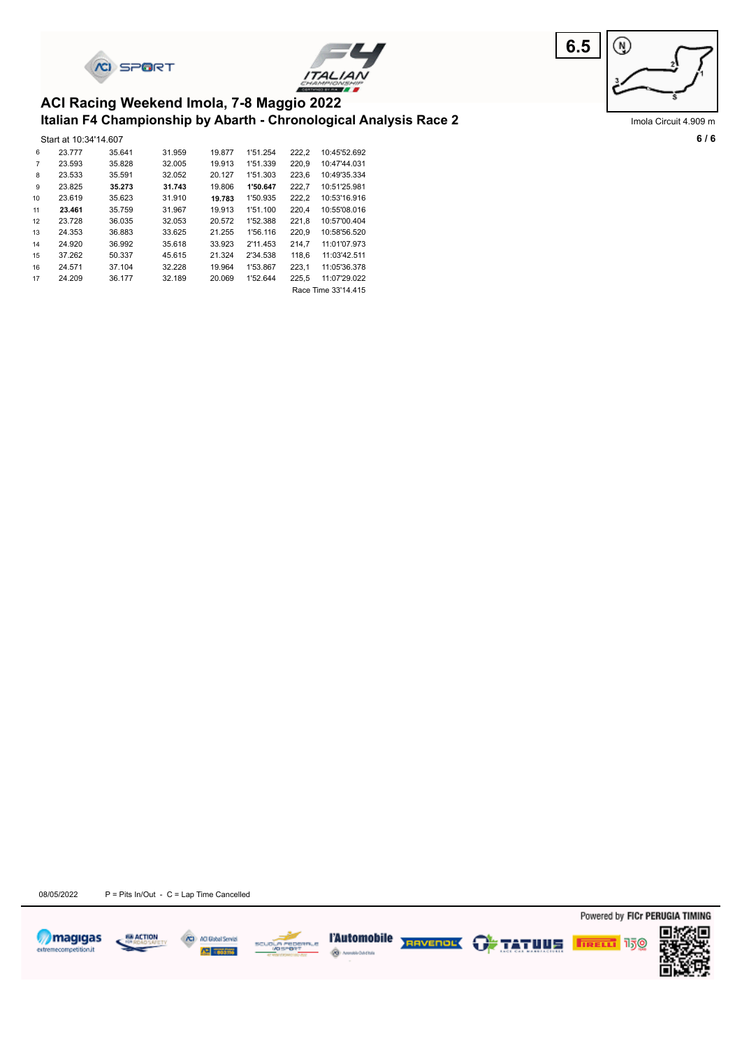# ACI Racing Weekend Imola, 7-8 Maggio 2022

## Italian F4 Championship by Abarth - Chronological Analysis Race 2

Imola Circuit 4.909 m

Start at 10:34'14.607

| | | | | | | | |
|---|---|---|---|---|---|---|---|
| 6 | 23.777 | 35.641 | 31.959 | 19.877 | 1'51.254 | 222,2 | 10:45'52.692 |
| 7 | 23.593 | 35.828 | 32.005 | 19.913 | 1'51.339 | 220,9 | 10:47'44.031 |
| 8 | 23.533 | 35.591 | 32.052 | 20.127 | 1'51.303 | 223,6 | 10:49'35.334 |
| 9 | 23.825 | **35.273** | **31.743** | 19.806 | **1'50.647** | 222,7 | 10:51'25.981 |
| 10 | 23.619 | 35.623 | 31.910 | **19.783** | 1'50.935 | 222,2 | 10:53'16.916 |
| 11 | **23.461** | 35.759 | 31.967 | 19.913 | 1'51.100 | 220,4 | 10:55'08.016 |
| 12 | 23.728 | 36.035 | 32.053 | 20.572 | 1'52.388 | 221,8 | 10:57'00.404 |
| 13 | 24.353 | 36.883 | 33.625 | 21.255 | 1'56.116 | 220,9 | 10:58'56.520 |
| 14 | 24.920 | 36.992 | 35.618 | 33.923 | 2'11.453 | 214,7 | 11:01'07.973 |
| 15 | 37.262 | 50.337 | 45.615 | 21.324 | 2'34.538 | 118,6 | 11:03'42.511 |
| 16 | 24.571 | 37.104 | 32.228 | 19.964 | 1'53.867 | 223,1 | 11:05'36.378 |
| 17 | 24.209 | 36.177 | 32.189 | 20.069 | 1'52.644 | 225,5 | 11:07'29.022 |

Race Time 33'14.415

08/05/2022 P = Pits In/Out - C = Lap Time Cancelled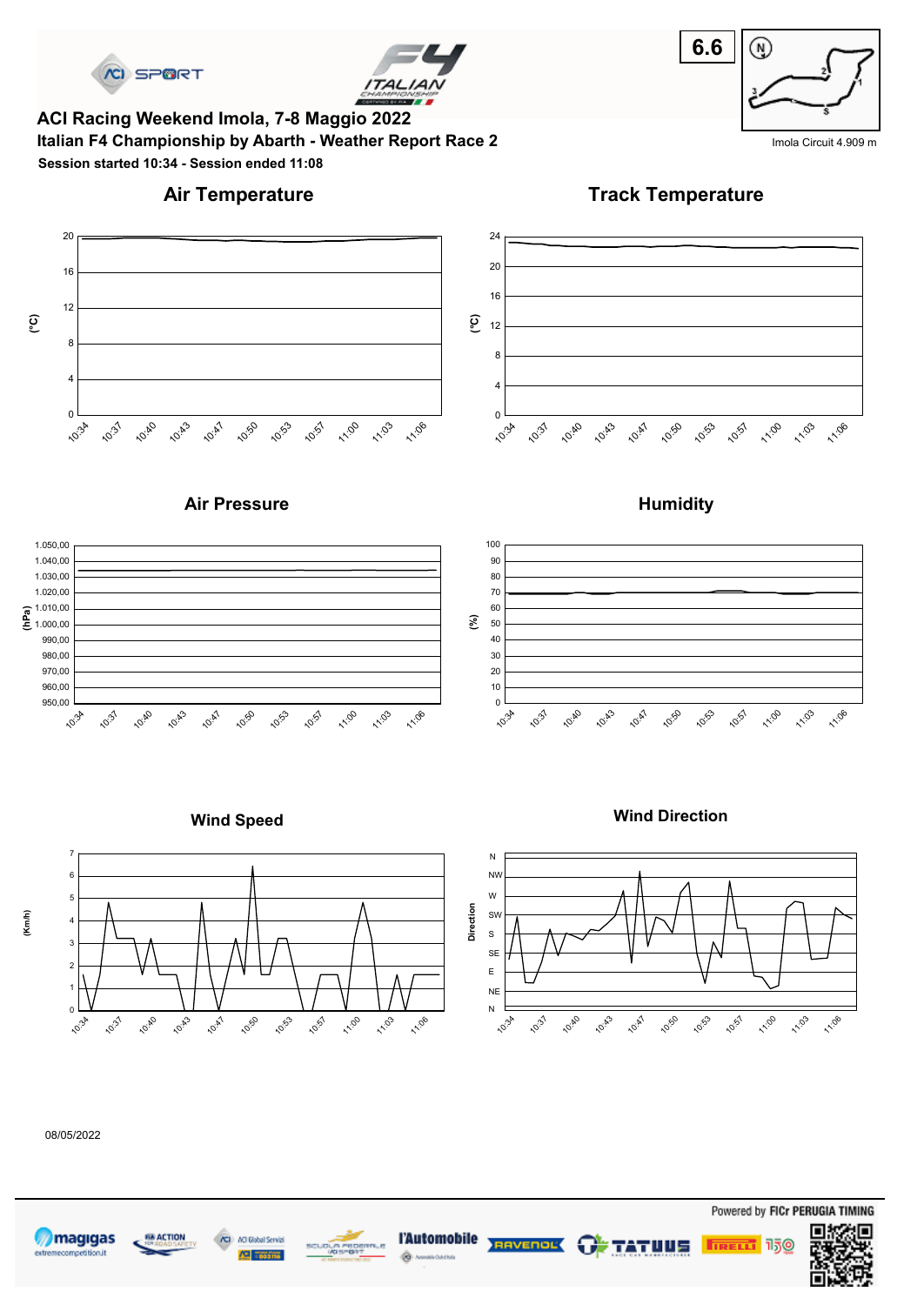6.6

Imola Circuit 4.909 m

# ACI Racing Weekend Imola, 7-8 Maggio 2022

## Italian F4 Championship by Abarth - Weather Report Race 2

**Session started 10:34 - Session ended 11:08**

### Air Temperature

### Track Temperature

### Air Pressure

### Humidity

### Wind Speed

### Wind Direction

08/05/2022

Powered by FICr PERUGIA TIMING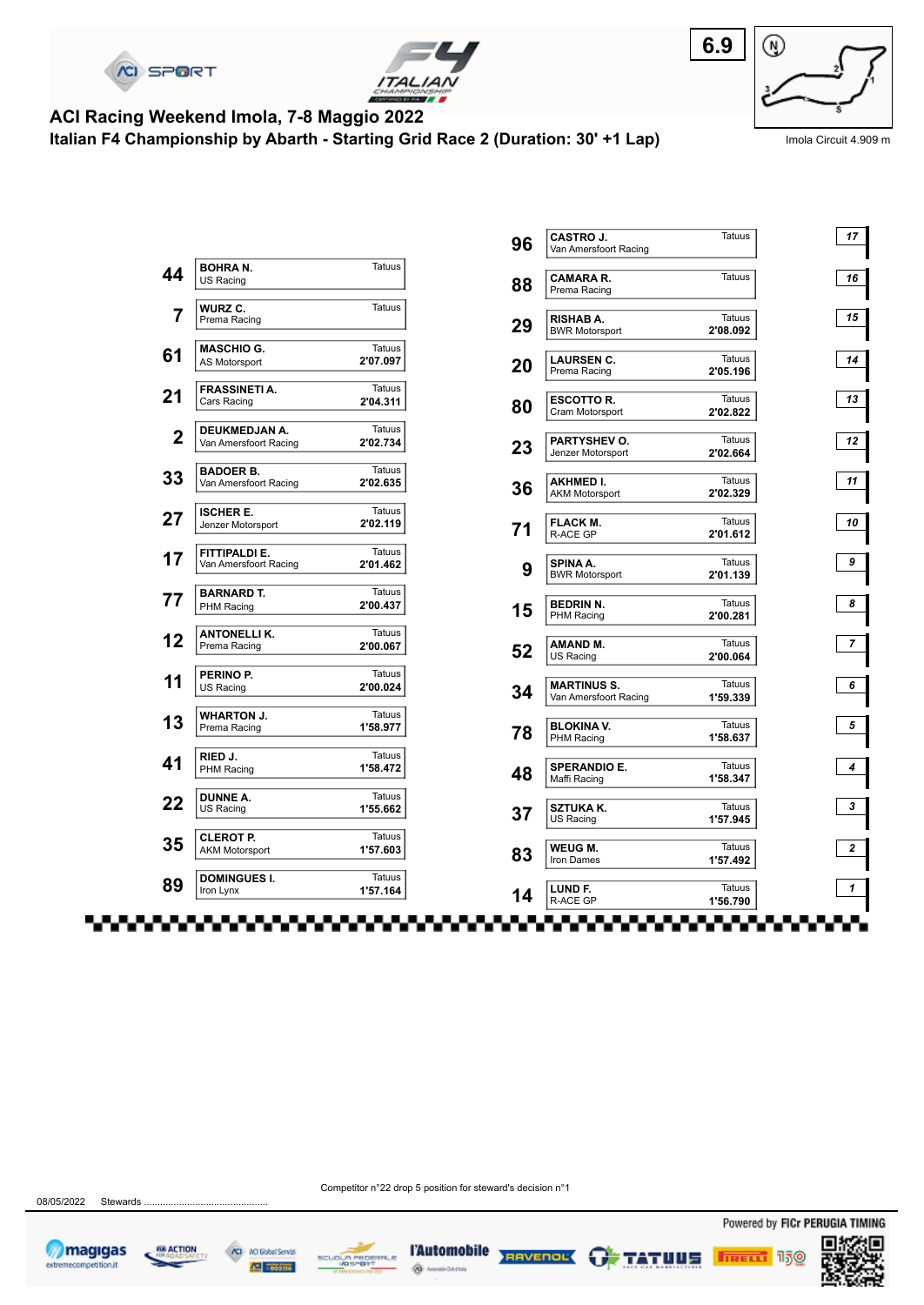6.9

# ACI Racing Weekend Imola, 7-8 Maggio 2022

## Italian F4 Championship by Abarth - Starting Grid Race 2 (Duration: 30' +1 Lap)

Imola Circuit 4.909 m

| Pos | No. | Driver | Team | Car | Time |
|---|---|---|---|---|---|
| 1 | 14 | LUND F. | R-ACE GP | Tatuus | 1'56.790 |
| 2 | 89 | DOMINGUES I. | Iron Lynx | Tatuus | 1'57.164 |
| 3 | 83 | WEUG M. | Iron Dames | Tatuus | 1'57.492 |
| 4 | 35 | CLEROT P. | AKM Motorsport | Tatuus | 1'57.603 |
| 5 | 37 | SZTUKA K. | US Racing | Tatuus | 1'57.945 |
| 6 | 22 | DUNNE A. | US Racing | Tatuus | 1'55.662 |
| 7 | 48 | SPERANDIO E. | Maffi Racing | Tatuus | 1'58.347 |
| 8 | 41 | RIED J. | PHM Racing | Tatuus | 1'58.472 |
| 9 | 78 | BLOKINA V. | PHM Racing | Tatuus | 1'58.637 |
| 10 | 13 | WHARTON J. | Prema Racing | Tatuus | 1'58.977 |
| 11 | 34 | MARTINUS S. | Van Amersfoort Racing | Tatuus | 1'59.339 |
| 12 | 11 | PERINO P. | US Racing | Tatuus | 2'00.024 |
| 13 | 52 | AMAND M. | US Racing | Tatuus | 2'00.064 |
| 14 | 12 | ANTONELLI K. | Prema Racing | Tatuus | 2'00.067 |
| 15 | 15 | BEDRIN N. | PHM Racing | Tatuus | 2'00.281 |
| 16 | 77 | BARNARD T. | PHM Racing | Tatuus | 2'00.437 |
| 17 | 9 | SPINA A. | BWR Motorsport | Tatuus | 2'01.139 |
| 18 | 17 | FITTIPALDI E. | Van Amersfoort Racing | Tatuus | 2'01.462 |
| 19 | 71 | FLACK M. | R-ACE GP | Tatuus | 2'01.612 |
| 20 | 27 | ISCHER E. | Jenzer Motorsport | Tatuus | 2'02.119 |
| 21 | 36 | AKHMED I. | AKM Motorsport | Tatuus | 2'02.329 |
| 22 | 33 | BADOER B. | Van Amersfoort Racing | Tatuus | 2'02.635 |
| 23 | 23 | PARTYSHEV O. | Jenzer Motorsport | Tatuus | 2'02.664 |
| 24 | 2 | DEUKMEDJAN A. | Van Amersfoort Racing | Tatuus | 2'02.734 |
| 25 | 80 | ESCOTTO R. | Cram Motorsport | Tatuus | 2'02.822 |
| 26 | 21 | FRASSINETI A. | Cars Racing | Tatuus | 2'04.311 |
| 27 | 20 | LAURSEN C. | Prema Racing | Tatuus | 2'05.196 |
| 28 | 61 | MASCHIO G. | AS Motorsport | Tatuus | 2'07.097 |
| 29 | 29 | RISHAB A. | BWR Motorsport | Tatuus | 2'08.092 |
| 30 | 7 | WURZ C. | Prema Racing | Tatuus | |
| 31 | 88 | CAMARA R. | Prema Racing | Tatuus | |
| 32 | 44 | BOHRA N. | US Racing | Tatuus | |
| 33 | 96 | CASTRO J. | Van Amersfoort Racing | Tatuus | |

Competitor n°22 drop 5 position for steward's decision n°1

08/05/2022 Stewards ...............................................

Powered by FICr PERUGIA TIMING